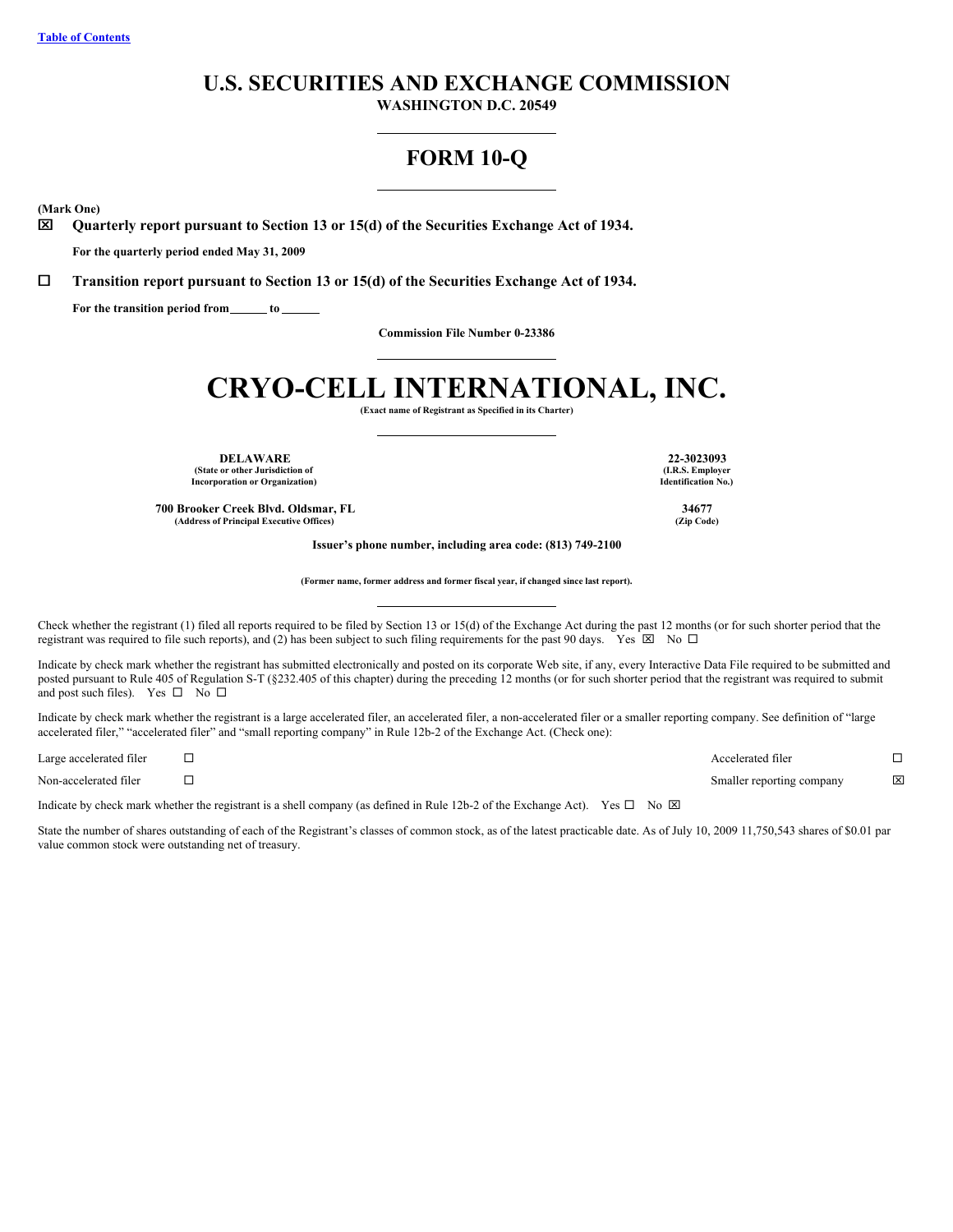[Table of Contents]

# U.S. SECURITIES AND EXCHANGE COMMISSION

**WASHINGTON D.C. 20549**

## FORM 10-Q

**(Mark One)**

☒ **Quarterly report pursuant to Section 13 or 15(d) of the Securities Exchange Act of 1934.**

**For the quarterly period ended May 31, 2009**

☐ **Transition report pursuant to Section 13 or 15(d) of the Securities Exchange Act of 1934.**

**For the transition period from ______ to ______**

**Commission File Number 0-23386**

# CRYO-CELL INTERNATIONAL, INC.

**(Exact name of Registrant as Specified in its Charter)**

| | |
|---|---|
| **DELAWARE**<br>**(State or other Jurisdiction of Incorporation or Organization)** | **22-3023093**<br>**(I.R.S. Employer Identification No.)** |
| **700 Brooker Creek Blvd. Oldsmar, FL**<br>**(Address of Principal Executive Offices)** | **34677**<br>**(Zip Code)** |

**Issuer's phone number, including area code: (813) 749-2100**

**(Former name, former address and former fiscal year, if changed since last report).**

Check whether the registrant (1) filed all reports required to be filed by Section 13 or 15(d) of the Exchange Act during the past 12 months (or for such shorter period that the registrant was required to file such reports), and (2) has been subject to such filing requirements for the past 90 days. Yes ☒ No ☐

Indicate by check mark whether the registrant has submitted electronically and posted on its corporate Web site, if any, every Interactive Data File required to be submitted and posted pursuant to Rule 405 of Regulation S-T (§232.405 of this chapter) during the preceding 12 months (or for such shorter period that the registrant was required to submit and post such files). Yes ☐ No ☐

Indicate by check mark whether the registrant is a large accelerated filer, an accelerated filer, a non-accelerated filer or a smaller reporting company. See definition of "large accelerated filer," "accelerated filer" and "small reporting company" in Rule 12b-2 of the Exchange Act. (Check one):

| | | | |
|---|---|---|---|
| Large accelerated filer | ☐ | Accelerated filer | ☐ |
| Non-accelerated filer | ☐ | Smaller reporting company | ☒ |

Indicate by check mark whether the registrant is a shell company (as defined in Rule 12b-2 of the Exchange Act). Yes ☐ No ☒

State the number of shares outstanding of each of the Registrant's classes of common stock, as of the latest practicable date. As of July 10, 2009 11,750,543 shares of $0.01 par value common stock were outstanding net of treasury.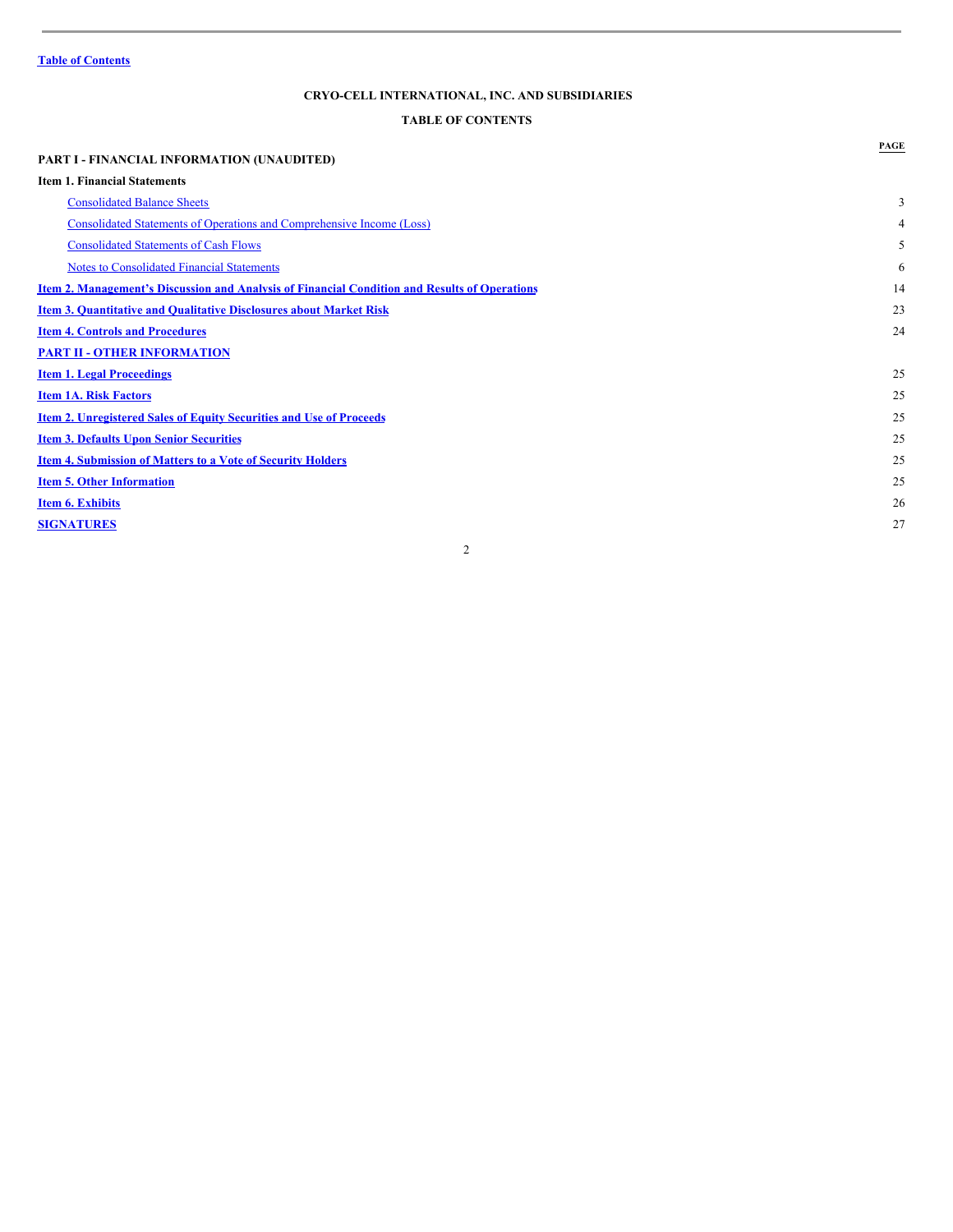Table of Contents

**CRYO-CELL INTERNATIONAL, INC. AND SUBSIDIARIES**

**TABLE OF CONTENTS**

| | PAGE |
|---|---|
| **PART I - FINANCIAL INFORMATION (UNAUDITED)** | |
| **Item 1. Financial Statements** | |
| Consolidated Balance Sheets | 3 |
| Consolidated Statements of Operations and Comprehensive Income (Loss) | 4 |
| Consolidated Statements of Cash Flows | 5 |
| Notes to Consolidated Financial Statements | 6 |
| **Item 2. Management's Discussion and Analysis of Financial Condition and Results of Operations** | 14 |
| **Item 3. Quantitative and Qualitative Disclosures about Market Risk** | 23 |
| **Item 4. Controls and Procedures** | 24 |
| **PART II - OTHER INFORMATION** | |
| **Item 1. Legal Proceedings** | 25 |
| **Item 1A. Risk Factors** | 25 |
| **Item 2. Unregistered Sales of Equity Securities and Use of Proceeds** | 25 |
| **Item 3. Defaults Upon Senior Securities** | 25 |
| **Item 4. Submission of Matters to a Vote of Security Holders** | 25 |
| **Item 5. Other Information** | 25 |
| **Item 6. Exhibits** | 26 |
| **SIGNATURES** | 27 |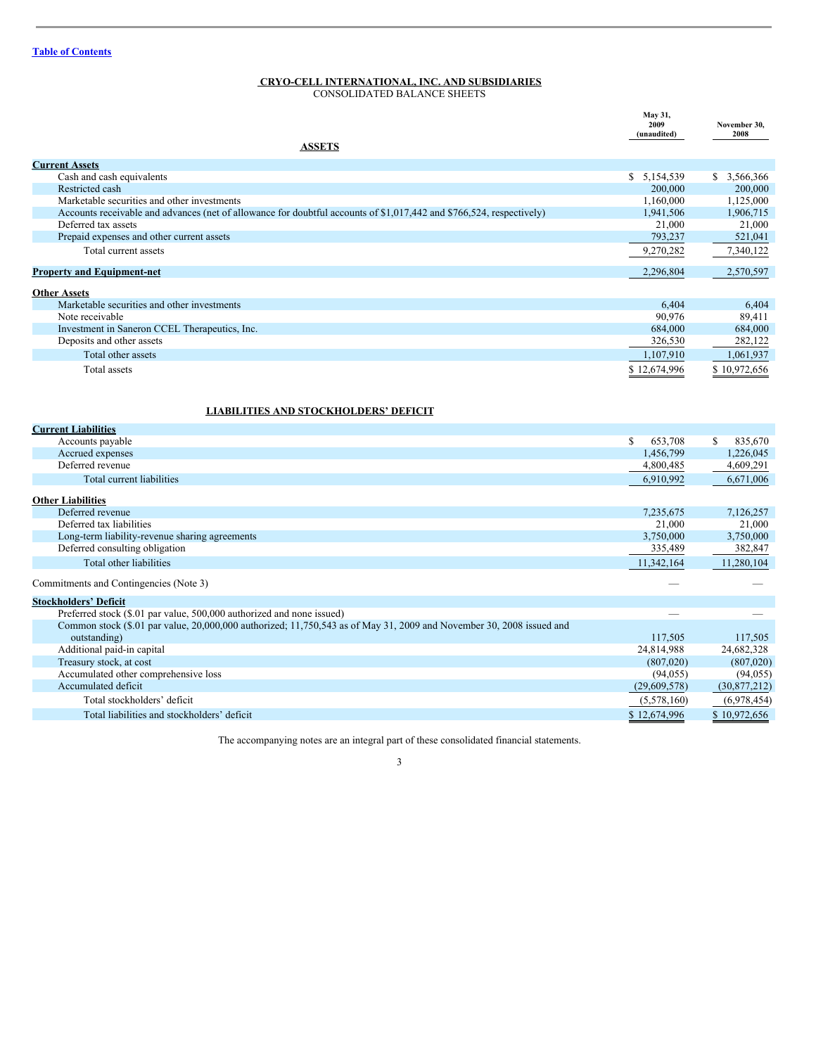[Table of Contents](#)

## CRYO-CELL INTERNATIONAL, INC. AND SUBSIDIARIES
CONSOLIDATED BALANCE SHEETS

| ASSETS | May 31, 2009 (unaudited) | November 30, 2008 |
|---|---|---|
| **Current Assets** | | |
| Cash and cash equivalents | $ 5,154,539 | $ 3,566,366 |
| Restricted cash | 200,000 | 200,000 |
| Marketable securities and other investments | 1,160,000 | 1,125,000 |
| Accounts receivable and advances (net of allowance for doubtful accounts of $1,017,442 and $766,524, respectively) | 1,941,506 | 1,906,715 |
| Deferred tax assets | 21,000 | 21,000 |
| Prepaid expenses and other current assets | 793,237 | 521,041 |
| Total current assets | 9,270,282 | 7,340,122 |
| **Property and Equipment-net** | 2,296,804 | 2,570,597 |
| **Other Assets** | | |
| Marketable securities and other investments | 6,404 | 6,404 |
| Note receivable | 90,976 | 89,411 |
| Investment in Saneron CCEL Therapeutics, Inc. | 684,000 | 684,000 |
| Deposits and other assets | 326,530 | 282,122 |
| Total other assets | 1,107,910 | 1,061,937 |
| Total assets | $ 12,674,996 | $ 10,972,656 |

| LIABILITIES AND STOCKHOLDERS' DEFICIT | May 31, 2009 (unaudited) | November 30, 2008 |
|---|---|---|
| **Current Liabilities** | | |
| Accounts payable | $ 653,708 | $ 835,670 |
| Accrued expenses | 1,456,799 | 1,226,045 |
| Deferred revenue | 4,800,485 | 4,609,291 |
| Total current liabilities | 6,910,992 | 6,671,006 |
| **Other Liabilities** | | |
| Deferred revenue | 7,235,675 | 7,126,257 |
| Deferred tax liabilities | 21,000 | 21,000 |
| Long-term liability-revenue sharing agreements | 3,750,000 | 3,750,000 |
| Deferred consulting obligation | 335,489 | 382,847 |
| Total other liabilities | 11,342,164 | 11,280,104 |
| Commitments and Contingencies (Note 3) | — | — |
| **Stockholders' Deficit** | | |
| Preferred stock ($.01 par value, 500,000 authorized and none issued) | — | — |
| Common stock ($.01 par value, 20,000,000 authorized; 11,750,543 as of May 31, 2009 and November 30, 2008 issued and outstanding) | 117,505 | 117,505 |
| Additional paid-in capital | 24,814,988 | 24,682,328 |
| Treasury stock, at cost | (807,020) | (807,020) |
| Accumulated other comprehensive loss | (94,055) | (94,055) |
| Accumulated deficit | (29,609,578) | (30,877,212) |
| Total stockholders' deficit | (5,578,160) | (6,978,454) |
| Total liabilities and stockholders' deficit | $ 12,674,996 | $ 10,972,656 |

The accompanying notes are an integral part of these consolidated financial statements.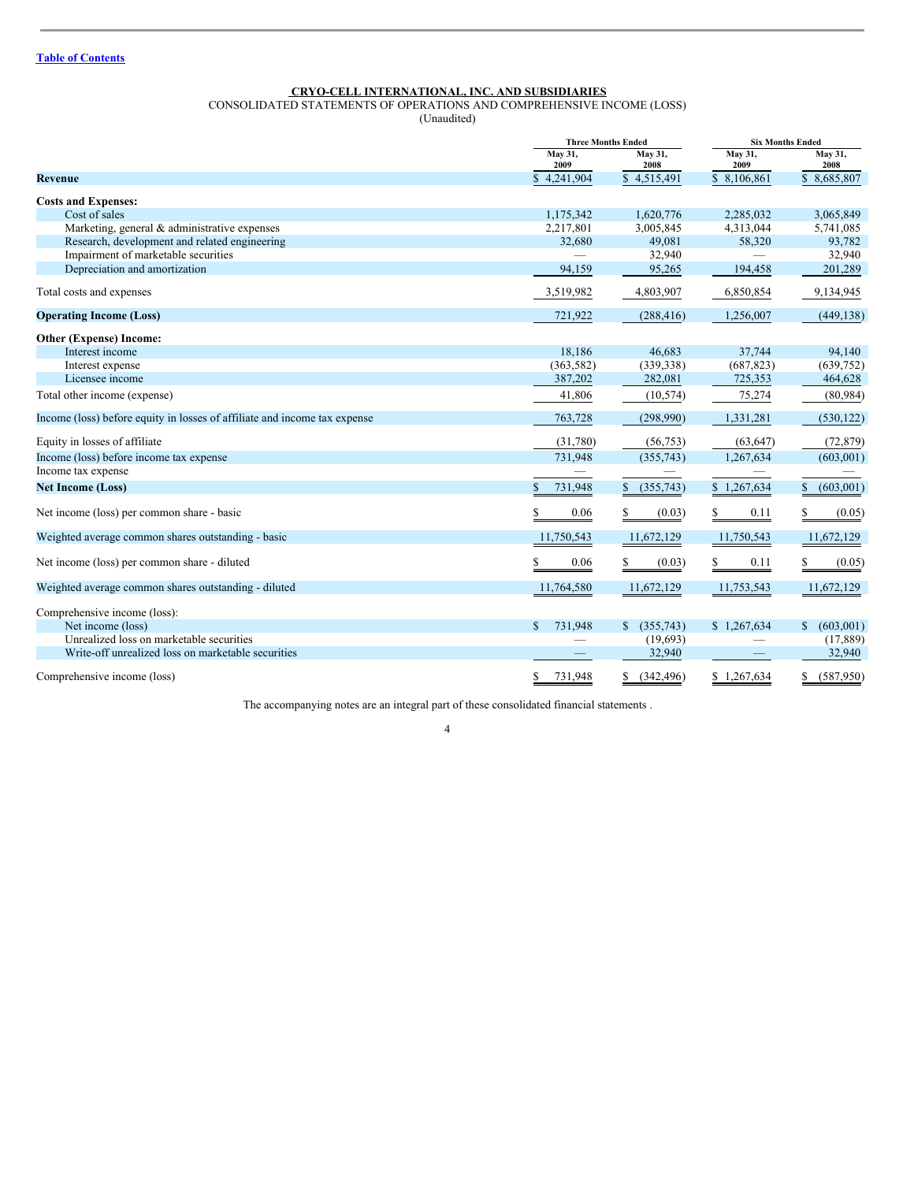[Table of Contents](#)

**CRYO-CELL INTERNATIONAL, INC. AND SUBSIDIARIES**

CONSOLIDATED STATEMENTS OF OPERATIONS AND COMPREHENSIVE INCOME (LOSS)

(Unaudited)

| | Three Months Ended | | Six Months Ended | |
|---|---|---|---|---|
| | May 31, 2009 | May 31, 2008 | May 31, 2009 | May 31, 2008 |
| **Revenue** | $ 4,241,904 | $ 4,515,491 | $ 8,106,861 | $ 8,685,807 |
| **Costs and Expenses:** | | | | |
| Cost of sales | 1,175,342 | 1,620,776 | 2,285,032 | 3,065,849 |
| Marketing, general & administrative expenses | 2,217,801 | 3,005,845 | 4,313,044 | 5,741,085 |
| Research, development and related engineering | 32,680 | 49,081 | 58,320 | 93,782 |
| Impairment of marketable securities | — | 32,940 | — | 32,940 |
| Depreciation and amortization | 94,159 | 95,265 | 194,458 | 201,289 |
| Total costs and expenses | 3,519,982 | 4,803,907 | 6,850,854 | 9,134,945 |
| **Operating Income (Loss)** | 721,922 | (288,416) | 1,256,007 | (449,138) |
| **Other (Expense) Income:** | | | | |
| Interest income | 18,186 | 46,683 | 37,744 | 94,140 |
| Interest expense | (363,582) | (339,338) | (687,823) | (639,752) |
| Licensee income | 387,202 | 282,081 | 725,353 | 464,628 |
| Total other income (expense) | 41,806 | (10,574) | 75,274 | (80,984) |
| Income (loss) before equity in losses of affiliate and income tax expense | 763,728 | (298,990) | 1,331,281 | (530,122) |
| Equity in losses of affiliate | (31,780) | (56,753) | (63,647) | (72,879) |
| Income (loss) before income tax expense | 731,948 | (355,743) | 1,267,634 | (603,001) |
| Income tax expense | — | — | — | — |
| **Net Income (Loss)** | $ 731,948 | $ (355,743) | $ 1,267,634 | $ (603,001) |
| Net income (loss) per common share - basic | $ 0.06 | $ (0.03) | $ 0.11 | $ (0.05) |
| Weighted average common shares outstanding - basic | 11,750,543 | 11,672,129 | 11,750,543 | 11,672,129 |
| Net income (loss) per common share - diluted | $ 0.06 | $ (0.03) | $ 0.11 | $ (0.05) |
| Weighted average common shares outstanding - diluted | 11,764,580 | 11,672,129 | 11,753,543 | 11,672,129 |
| Comprehensive income (loss): | | | | |
| Net income (loss) | $ 731,948 | $ (355,743) | $ 1,267,634 | $ (603,001) |
| Unrealized loss on marketable securities | — | (19,693) | — | (17,889) |
| Write-off unrealized loss on marketable securities | — | 32,940 | — | 32,940 |
| Comprehensive income (loss) | $ 731,948 | $ (342,496) | $ 1,267,634 | $ (587,950) |

The accompanying notes are an integral part of these consolidated financial statements .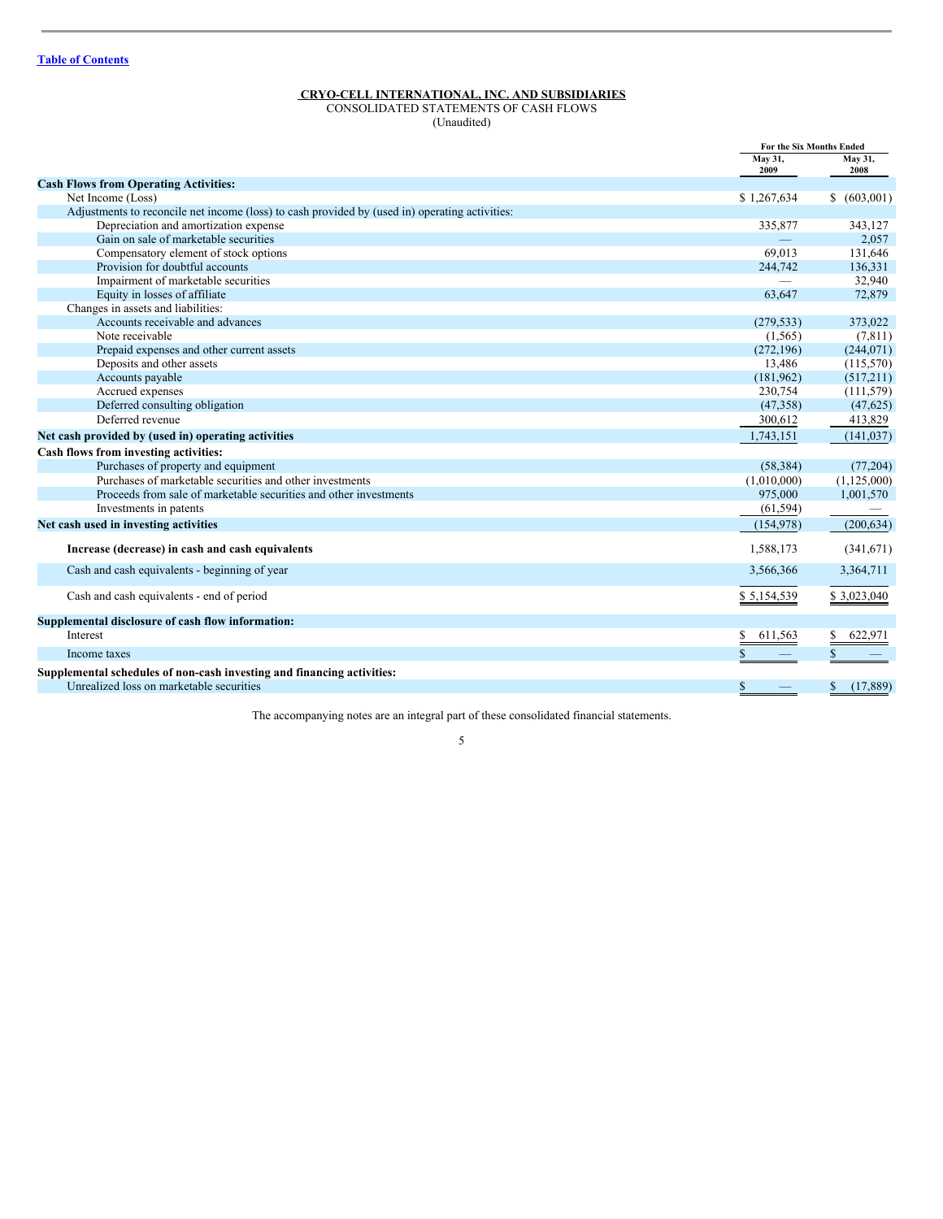[Table of Contents](#)

**CRYO-CELL INTERNATIONAL, INC. AND SUBSIDIARIES**

CONSOLIDATED STATEMENTS OF CASH FLOWS

(Unaudited)

| | For the Six Months Ended | |
|---|---|---|
| | May 31, 2009 | May 31, 2008 |
| **Cash Flows from Operating Activities:** | | |
| Net Income (Loss) | $ 1,267,634 | $ (603,001) |
| Adjustments to reconcile net income (loss) to cash provided by (used in) operating activities: | | |
| Depreciation and amortization expense | 335,877 | 343,127 |
| Gain on sale of marketable securities | — | 2,057 |
| Compensatory element of stock options | 69,013 | 131,646 |
| Provision for doubtful accounts | 244,742 | 136,331 |
| Impairment of marketable securities | — | 32,940 |
| Equity in losses of affiliate | 63,647 | 72,879 |
| Changes in assets and liabilities: | | |
| Accounts receivable and advances | (279,533) | 373,022 |
| Note receivable | (1,565) | (7,811) |
| Prepaid expenses and other current assets | (272,196) | (244,071) |
| Deposits and other assets | 13,486 | (115,570) |
| Accounts payable | (181,962) | (517,211) |
| Accrued expenses | 230,754 | (111,579) |
| Deferred consulting obligation | (47,358) | (47,625) |
| Deferred revenue | 300,612 | 413,829 |
| **Net cash provided by (used in) operating activities** | 1,743,151 | (141,037) |
| **Cash flows from investing activities:** | | |
| Purchases of property and equipment | (58,384) | (77,204) |
| Purchases of marketable securities and other investments | (1,010,000) | (1,125,000) |
| Proceeds from sale of marketable securities and other investments | 975,000 | 1,001,570 |
| Investments in patents | (61,594) | — |
| **Net cash used in investing activities** | (154,978) | (200,634) |
| **Increase (decrease) in cash and cash equivalents** | 1,588,173 | (341,671) |
| Cash and cash equivalents - beginning of year | 3,566,366 | 3,364,711 |
| Cash and cash equivalents - end of period | $ 5,154,539 | $ 3,023,040 |
| **Supplemental disclosure of cash flow information:** | | |
| Interest | $ 611,563 | $ 622,971 |
| Income taxes | $ — | $ — |
| **Supplemental schedules of non-cash investing and financing activities:** | | |
| Unrealized loss on marketable securities | $ — | $ (17,889) |

The accompanying notes are an integral part of these consolidated financial statements.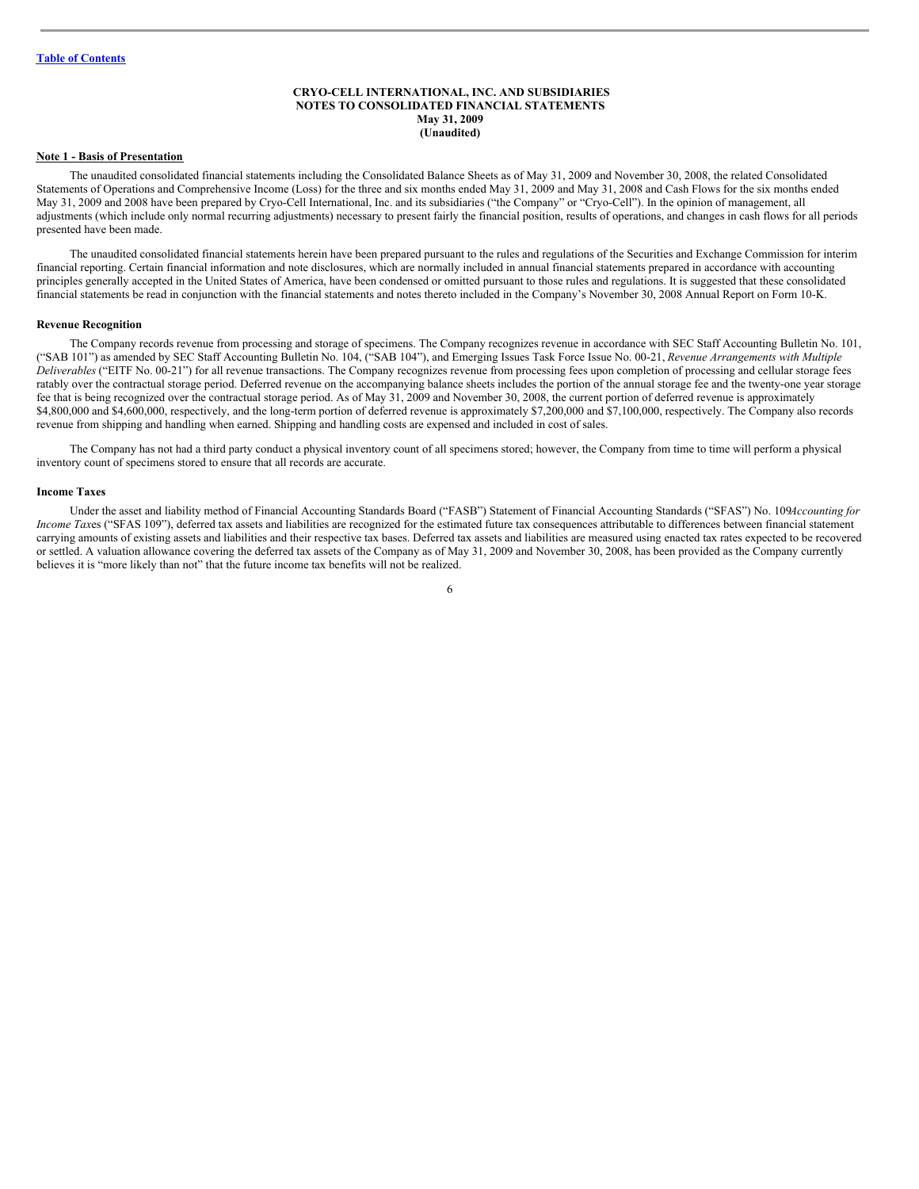**CRYO-CELL INTERNATIONAL, INC. AND SUBSIDIARIES**
**NOTES TO CONSOLIDATED FINANCIAL STATEMENTS**
**May 31, 2009**
**(Unaudited)**

**Note 1 - Basis of Presentation**

The unaudited consolidated financial statements including the Consolidated Balance Sheets as of May 31, 2009 and November 30, 2008, the related Consolidated Statements of Operations and Comprehensive Income (Loss) for the three and six months ended May 31, 2009 and May 31, 2008 and Cash Flows for the six months ended May 31, 2009 and 2008 have been prepared by Cryo-Cell International, Inc. and its subsidiaries ("the Company" or "Cryo-Cell"). In the opinion of management, all adjustments (which include only normal recurring adjustments) necessary to present fairly the financial position, results of operations, and changes in cash flows for all periods presented have been made.

The unaudited consolidated financial statements herein have been prepared pursuant to the rules and regulations of the Securities and Exchange Commission for interim financial reporting. Certain financial information and note disclosures, which are normally included in annual financial statements prepared in accordance with accounting principles generally accepted in the United States of America, have been condensed or omitted pursuant to those rules and regulations. It is suggested that these consolidated financial statements be read in conjunction with the financial statements and notes thereto included in the Company's November 30, 2008 Annual Report on Form 10-K.

**Revenue Recognition**

The Company records revenue from processing and storage of specimens. The Company recognizes revenue in accordance with SEC Staff Accounting Bulletin No. 101, ("SAB 101") as amended by SEC Staff Accounting Bulletin No. 104, ("SAB 104"), and Emerging Issues Task Force Issue No. 00-21, *Revenue Arrangements with Multiple Deliverables* ("EITF No. 00-21") for all revenue transactions. The Company recognizes revenue from processing fees upon completion of processing and cellular storage fees ratably over the contractual storage period. Deferred revenue on the accompanying balance sheets includes the portion of the annual storage fee and the twenty-one year storage fee that is being recognized over the contractual storage period. As of May 31, 2009 and November 30, 2008, the current portion of deferred revenue is approximately $4,800,000 and $4,600,000, respectively, and the long-term portion of deferred revenue is approximately $7,200,000 and $7,100,000, respectively. The Company also records revenue from shipping and handling when earned. Shipping and handling costs are expensed and included in cost of sales.

The Company has not had a third party conduct a physical inventory count of all specimens stored; however, the Company from time to time will perform a physical inventory count of specimens stored to ensure that all records are accurate.

**Income Taxes**

Under the asset and liability method of Financial Accounting Standards Board ("FASB") Statement of Financial Accounting Standards ("SFAS") No. 109*Accounting for Income Tax*es ("SFAS 109"), deferred tax assets and liabilities are recognized for the estimated future tax consequences attributable to differences between financial statement carrying amounts of existing assets and liabilities and their respective tax bases. Deferred tax assets and liabilities are measured using enacted tax rates expected to be recovered or settled. A valuation allowance covering the deferred tax assets of the Company as of May 31, 2009 and November 30, 2008, has been provided as the Company currently believes it is "more likely than not" that the future income tax benefits will not be realized.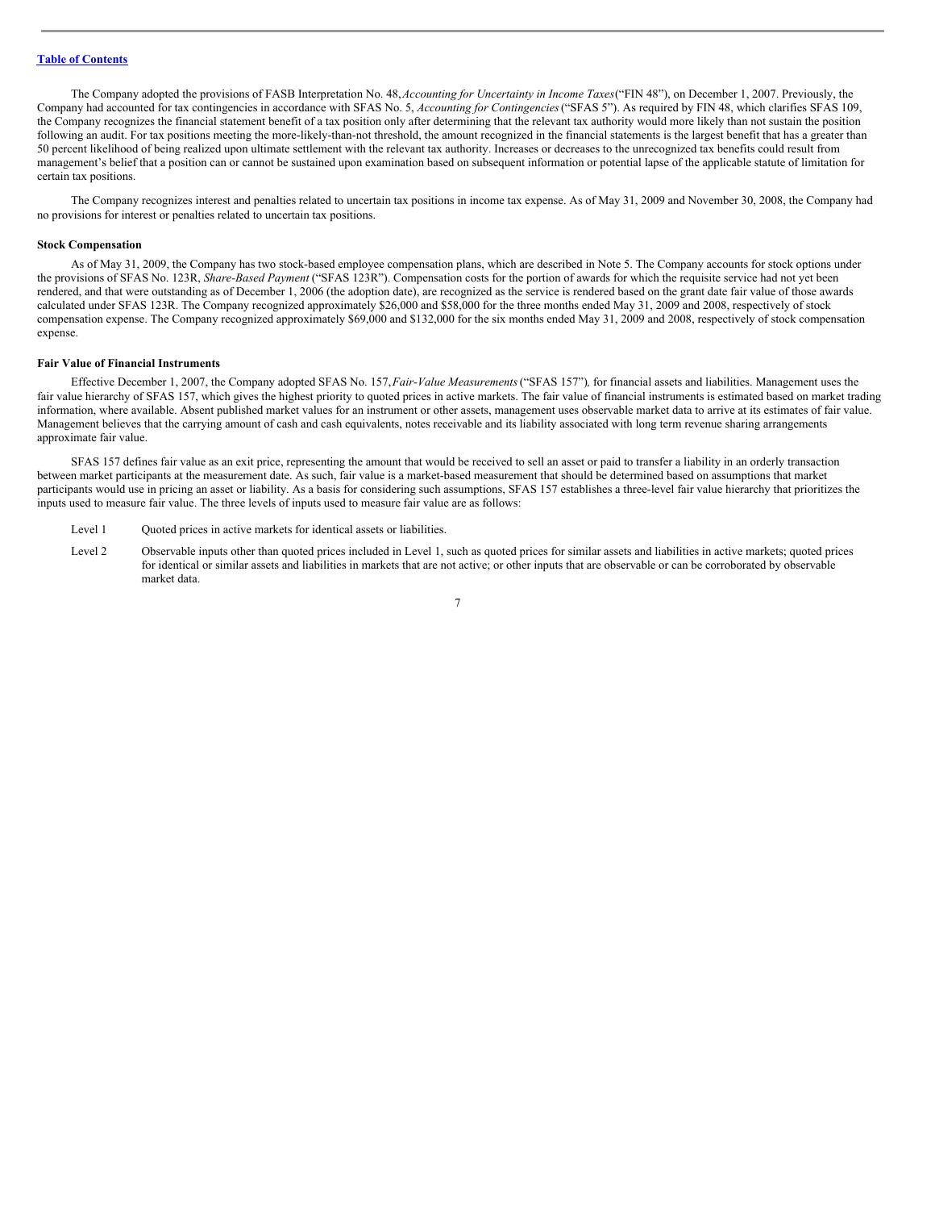The Company adopted the provisions of FASB Interpretation No. 48, *Accounting for Uncertainty in Income Taxes* ("FIN 48"), on December 1, 2007. Previously, the Company had accounted for tax contingencies in accordance with SFAS No. 5, *Accounting for Contingencies* ("SFAS 5"). As required by FIN 48, which clarifies SFAS 109, the Company recognizes the financial statement benefit of a tax position only after determining that the relevant tax authority would more likely than not sustain the position following an audit. For tax positions meeting the more-likely-than-not threshold, the amount recognized in the financial statements is the largest benefit that has a greater than 50 percent likelihood of being realized upon ultimate settlement with the relevant tax authority. Increases or decreases to the unrecognized tax benefits could result from management's belief that a position can or cannot be sustained upon examination based on subsequent information or potential lapse of the applicable statute of limitation for certain tax positions.

The Company recognizes interest and penalties related to uncertain tax positions in income tax expense. As of May 31, 2009 and November 30, 2008, the Company had no provisions for interest or penalties related to uncertain tax positions.

**Stock Compensation**

As of May 31, 2009, the Company has two stock-based employee compensation plans, which are described in Note 5. The Company accounts for stock options under the provisions of SFAS No. 123R, *Share-Based Payment* ("SFAS 123R"). Compensation costs for the portion of awards for which the requisite service had not yet been rendered, and that were outstanding as of December 1, 2006 (the adoption date), are recognized as the service is rendered based on the grant date fair value of those awards calculated under SFAS 123R. The Company recognized approximately $26,000 and $58,000 for the three months ended May 31, 2009 and 2008, respectively of stock compensation expense. The Company recognized approximately $69,000 and $132,000 for the six months ended May 31, 2009 and 2008, respectively of stock compensation expense.

**Fair Value of Financial Instruments**

Effective December 1, 2007, the Company adopted SFAS No. 157, *Fair-Value Measurements* ("SFAS 157"), for financial assets and liabilities. Management uses the fair value hierarchy of SFAS 157, which gives the highest priority to quoted prices in active markets. The fair value of financial instruments is estimated based on market trading information, where available. Absent published market values for an instrument or other assets, management uses observable market data to arrive at its estimates of fair value. Management believes that the carrying amount of cash and cash equivalents, notes receivable and its liability associated with long term revenue sharing arrangements approximate fair value.

SFAS 157 defines fair value as an exit price, representing the amount that would be received to sell an asset or paid to transfer a liability in an orderly transaction between market participants at the measurement date. As such, fair value is a market-based measurement that should be determined based on assumptions that market participants would use in pricing an asset or liability. As a basis for considering such assumptions, SFAS 157 establishes a three-level fair value hierarchy that prioritizes the inputs used to measure fair value. The three levels of inputs used to measure fair value are as follows:

- Level 1 Quoted prices in active markets for identical assets or liabilities.
- Level 2 Observable inputs other than quoted prices included in Level 1, such as quoted prices for similar assets and liabilities in active markets; quoted prices for identical or similar assets and liabilities in markets that are not active; or other inputs that are observable or can be corroborated by observable market data.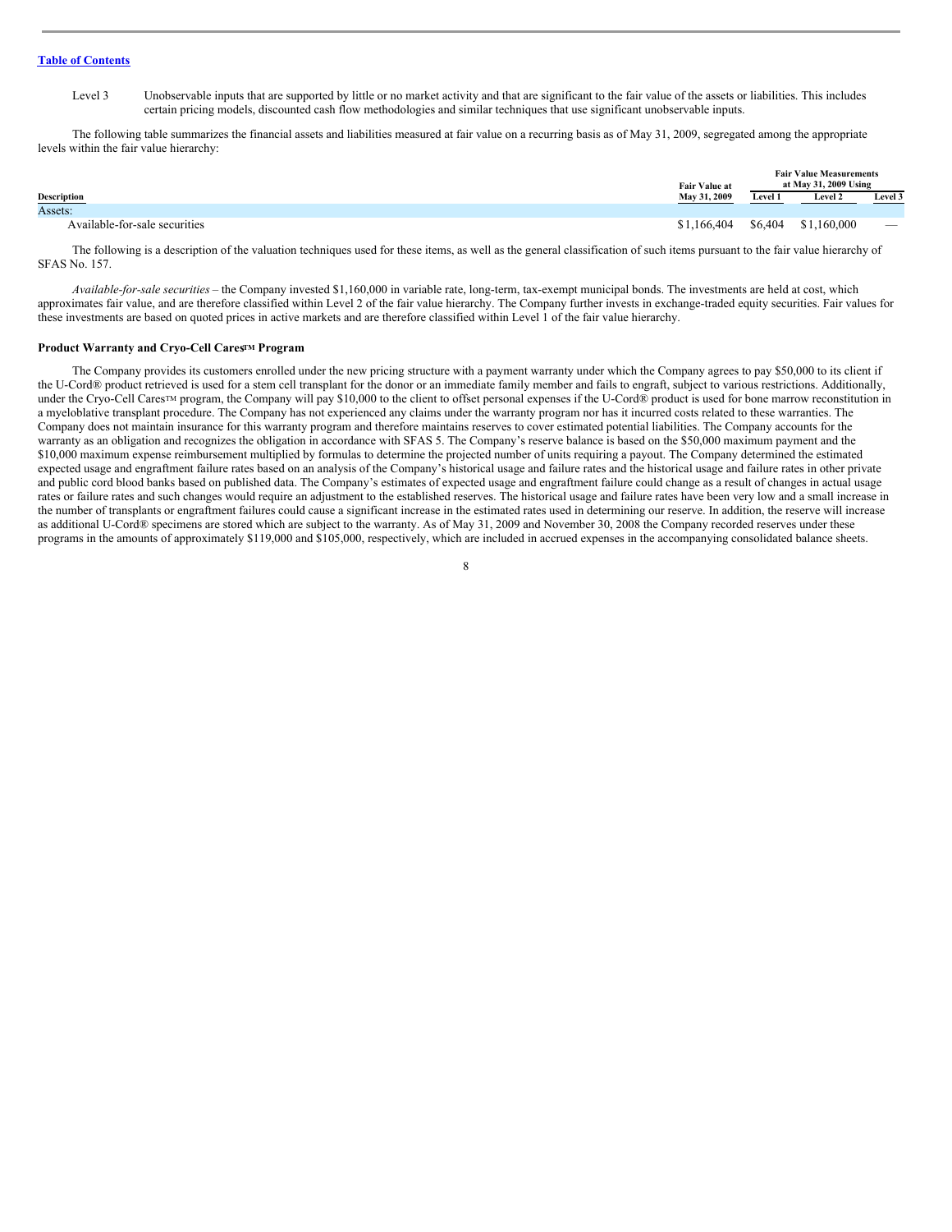Level 3 Unobservable inputs that are supported by little or no market activity and that are significant to the fair value of the assets or liabilities. This includes certain pricing models, discounted cash flow methodologies and similar techniques that use significant unobservable inputs.

The following table summarizes the financial assets and liabilities measured at fair value on a recurring basis as of May 31, 2009, segregated among the appropriate levels within the fair value hierarchy:

| Description | Fair Value at May 31, 2009 | Fair Value Measurements at May 31, 2009 Using | | |
|---|---|---|---|---|
| | | Level 1 | Level 2 | Level 3 |
| Assets: | | | | |
| Available-for-sale securities | $1,166,404 | $6,404 | $1,160,000 | — |

The following is a description of the valuation techniques used for these items, as well as the general classification of such items pursuant to the fair value hierarchy of SFAS No. 157.

*Available-for-sale securities* – the Company invested $1,160,000 in variable rate, long-term, tax-exempt municipal bonds. The investments are held at cost, which approximates fair value, and are therefore classified within Level 2 of the fair value hierarchy. The Company further invests in exchange-traded equity securities. Fair values for these investments are based on quoted prices in active markets and are therefore classified within Level 1 of the fair value hierarchy.

**Product Warranty and Cryo-Cell Cares™ Program**

The Company provides its customers enrolled under the new pricing structure with a payment warranty under which the Company agrees to pay $50,000 to its client if the U-Cord® product retrieved is used for a stem cell transplant for the donor or an immediate family member and fails to engraft, subject to various restrictions. Additionally, under the Cryo-Cell Cares™ program, the Company will pay $10,000 to the client to offset personal expenses if the U-Cord® product is used for bone marrow reconstitution in a myeloblative transplant procedure. The Company has not experienced any claims under the warranty program nor has it incurred costs related to these warranties. The Company does not maintain insurance for this warranty program and therefore maintains reserves to cover estimated potential liabilities. The Company accounts for the warranty as an obligation and recognizes the obligation in accordance with SFAS 5. The Company's reserve balance is based on the $50,000 maximum payment and the $10,000 maximum expense reimbursement multiplied by formulas to determine the projected number of units requiring a payout. The Company determined the estimated expected usage and engraftment failure rates based on an analysis of the Company's historical usage and failure rates and the historical usage and failure rates in other private and public cord blood banks based on published data. The Company's estimates of expected usage and engraftment failure could change as a result of changes in actual usage rates or failure rates and such changes would require an adjustment to the established reserves. The historical usage and failure rates have been very low and a small increase in the number of transplants or engraftment failures could cause a significant increase in the estimated rates used in determining our reserve. In addition, the reserve will increase as additional U-Cord® specimens are stored which are subject to the warranty. As of May 31, 2009 and November 30, 2008 the Company recorded reserves under these programs in the amounts of approximately $119,000 and $105,000, respectively, which are included in accrued expenses in the accompanying consolidated balance sheets.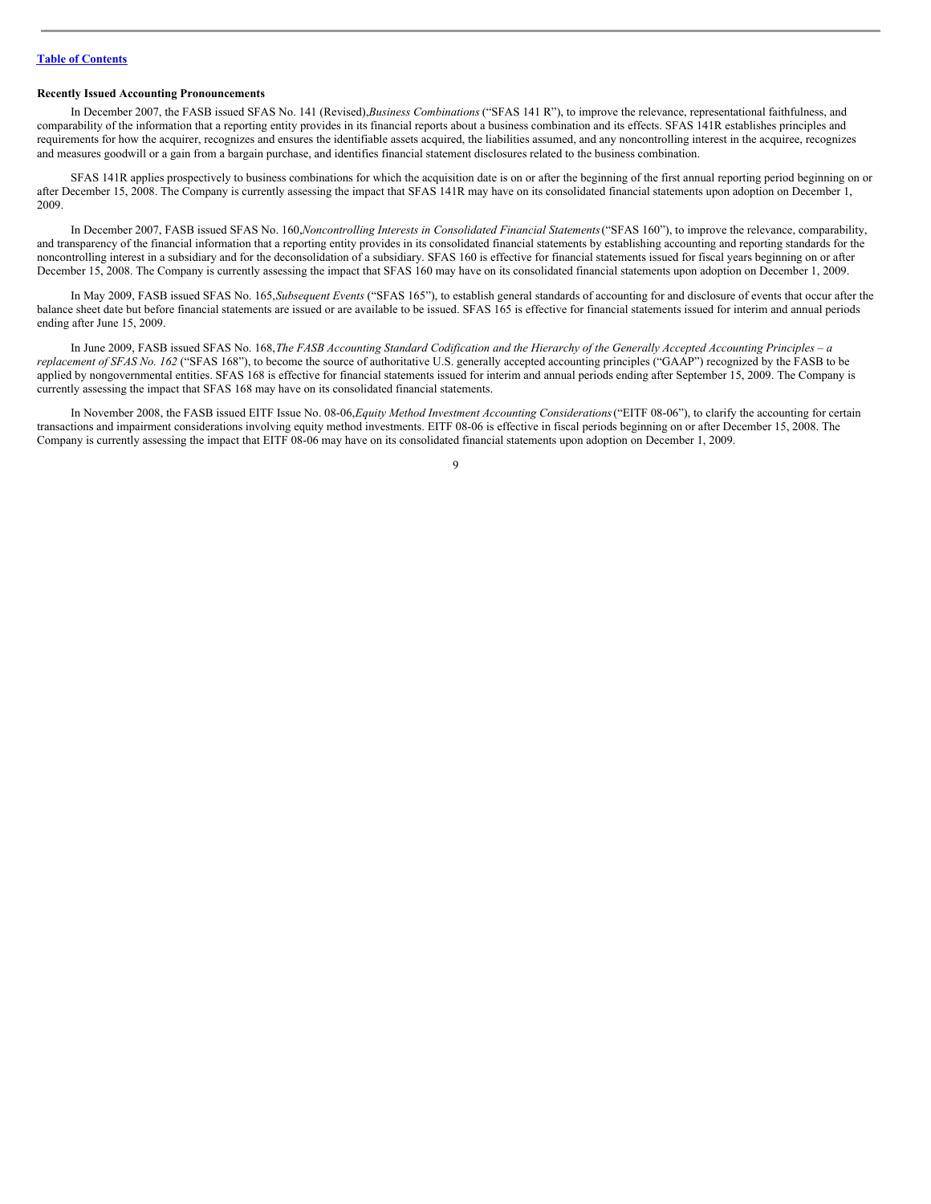[Table of Contents](#)

**Recently Issued Accounting Pronouncements**

In December 2007, the FASB issued SFAS No. 141 (Revised),*Business Combinations* ("SFAS 141 R"), to improve the relevance, representational faithfulness, and comparability of the information that a reporting entity provides in its financial reports about a business combination and its effects. SFAS 141R establishes principles and requirements for how the acquirer, recognizes and ensures the identifiable assets acquired, the liabilities assumed, and any noncontrolling interest in the acquiree, recognizes and measures goodwill or a gain from a bargain purchase, and identifies financial statement disclosures related to the business combination.

SFAS 141R applies prospectively to business combinations for which the acquisition date is on or after the beginning of the first annual reporting period beginning on or after December 15, 2008. The Company is currently assessing the impact that SFAS 141R may have on its consolidated financial statements upon adoption on December 1, 2009.

In December 2007, FASB issued SFAS No. 160,*Noncontrolling Interests in Consolidated Financial Statements*("SFAS 160"), to improve the relevance, comparability, and transparency of the financial information that a reporting entity provides in its consolidated financial statements by establishing accounting and reporting standards for the noncontrolling interest in a subsidiary and for the deconsolidation of a subsidiary. SFAS 160 is effective for financial statements issued for fiscal years beginning on or after December 15, 2008. The Company is currently assessing the impact that SFAS 160 may have on its consolidated financial statements upon adoption on December 1, 2009.

In May 2009, FASB issued SFAS No. 165,*Subsequent Events* ("SFAS 165"), to establish general standards of accounting for and disclosure of events that occur after the balance sheet date but before financial statements are issued or are available to be issued. SFAS 165 is effective for financial statements issued for interim and annual periods ending after June 15, 2009.

In June 2009, FASB issued SFAS No. 168,*The FASB Accounting Standard Codification and the Hierarchy of the Generally Accepted Accounting Principles – a replacement of SFAS No. 162* ("SFAS 168"), to become the source of authoritative U.S. generally accepted accounting principles ("GAAP") recognized by the FASB to be applied by nongovernmental entities. SFAS 168 is effective for financial statements issued for interim and annual periods ending after September 15, 2009. The Company is currently assessing the impact that SFAS 168 may have on its consolidated financial statements.

In November 2008, the FASB issued EITF Issue No. 08-06,*Equity Method Investment Accounting Considerations*("EITF 08-06"), to clarify the accounting for certain transactions and impairment considerations involving equity method investments. EITF 08-06 is effective in fiscal periods beginning on or after December 15, 2008. The Company is currently assessing the impact that EITF 08-06 may have on its consolidated financial statements upon adoption on December 1, 2009.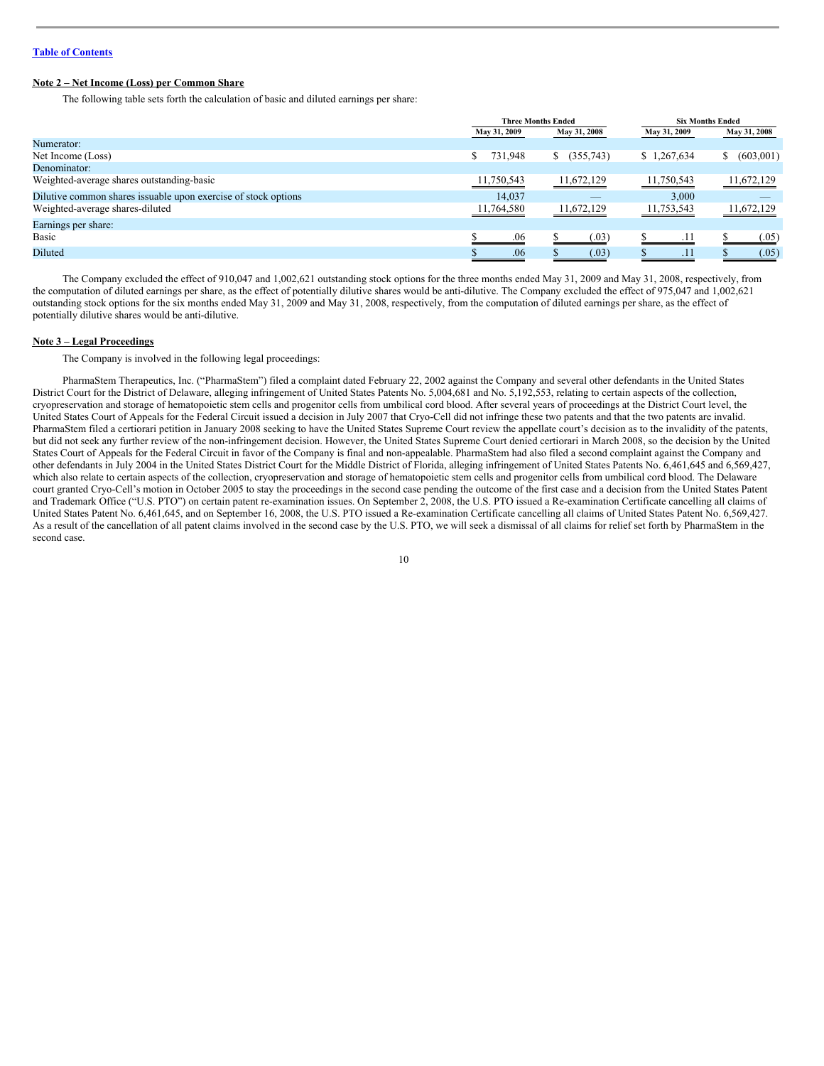## Note 2 – Net Income (Loss) per Common Share

The following table sets forth the calculation of basic and diluted earnings per share:

| | Three Months Ended | | Six Months Ended | |
|---|---|---|---|---|
| | May 31, 2009 | May 31, 2008 | May 31, 2009 | May 31, 2008 |
| Numerator: | | | | |
| Net Income (Loss) | $ 731,948 | $ (355,743) | $ 1,267,634 | $ (603,001) |
| Denominator: | | | | |
| Weighted-average shares outstanding-basic | 11,750,543 | 11,672,129 | 11,750,543 | 11,672,129 |
| Dilutive common shares issuable upon exercise of stock options | 14,037 | — | 3,000 | — |
| Weighted-average shares-diluted | 11,764,580 | 11,672,129 | 11,753,543 | 11,672,129 |
| Earnings per share: | | | | |
| Basic | $ .06 | $ (.03) | $ .11 | $ (.05) |
| Diluted | $ .06 | $ (.03) | $ .11 | $ (.05) |

The Company excluded the effect of 910,047 and 1,002,621 outstanding stock options for the three months ended May 31, 2009 and May 31, 2008, respectively, from the computation of diluted earnings per share, as the effect of potentially dilutive shares would be anti-dilutive. The Company excluded the effect of 975,047 and 1,002,621 outstanding stock options for the six months ended May 31, 2009 and May 31, 2008, respectively, from the computation of diluted earnings per share, as the effect of potentially dilutive shares would be anti-dilutive.

## Note 3 – Legal Proceedings

The Company is involved in the following legal proceedings:

PharmaStem Therapeutics, Inc. ("PharmaStem") filed a complaint dated February 22, 2002 against the Company and several other defendants in the United States District Court for the District of Delaware, alleging infringement of United States Patents No. 5,004,681 and No. 5,192,553, relating to certain aspects of the collection, cryopreservation and storage of hematopoietic stem cells and progenitor cells from umbilical cord blood. After several years of proceedings at the District Court level, the United States Court of Appeals for the Federal Circuit issued a decision in July 2007 that Cryo-Cell did not infringe these two patents and that the two patents are invalid. PharmaStem filed a certiorari petition in January 2008 seeking to have the United States Supreme Court review the appellate court's decision as to the invalidity of the patents, but did not seek any further review of the non-infringement decision. However, the United States Supreme Court denied certiorari in March 2008, so the decision by the United States Court of Appeals for the Federal Circuit in favor of the Company is final and non-appealable. PharmaStem had also filed a second complaint against the Company and other defendants in July 2004 in the United States District Court for the Middle District of Florida, alleging infringement of United States Patents No. 6,461,645 and 6,569,427, which also relate to certain aspects of the collection, cryopreservation and storage of hematopoietic stem cells and progenitor cells from umbilical cord blood. The Delaware court granted Cryo-Cell's motion in October 2005 to stay the proceedings in the second case pending the outcome of the first case and a decision from the United States Patent and Trademark Office ("U.S. PTO") on certain patent re-examination issues. On September 2, 2008, the U.S. PTO issued a Re-examination Certificate cancelling all claims of United States Patent No. 6,461,645, and on September 16, 2008, the U.S. PTO issued a Re-examination Certificate cancelling all claims of United States Patent No. 6,569,427. As a result of the cancellation of all patent claims involved in the second case by the U.S. PTO, we will seek a dismissal of all claims for relief set forth by PharmaStem in the second case.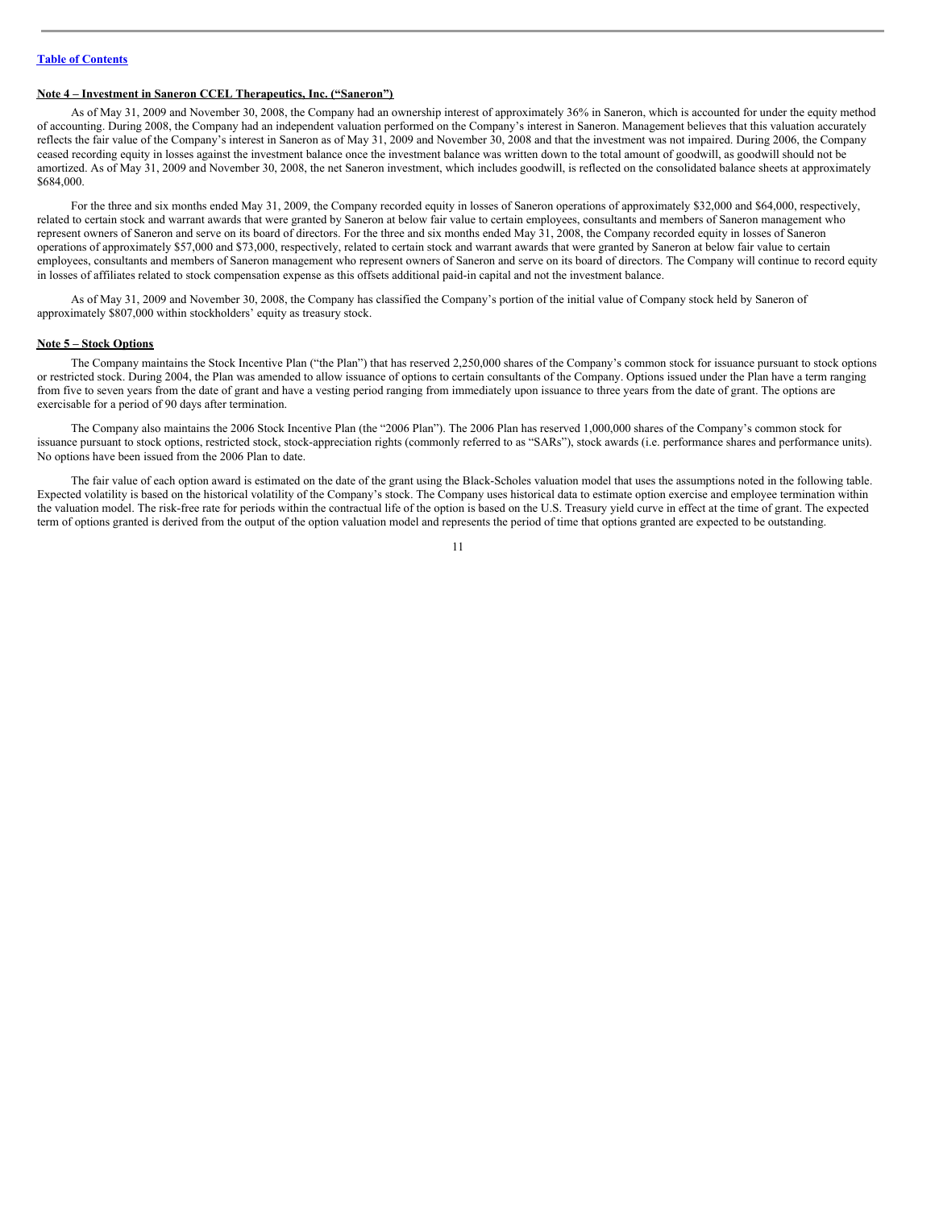**Note 4 – Investment in Saneron CCEL Therapeutics, Inc. ("Saneron")**

As of May 31, 2009 and November 30, 2008, the Company had an ownership interest of approximately 36% in Saneron, which is accounted for under the equity method of accounting. During 2008, the Company had an independent valuation performed on the Company's interest in Saneron. Management believes that this valuation accurately reflects the fair value of the Company's interest in Saneron as of May 31, 2009 and November 30, 2008 and that the investment was not impaired. During 2006, the Company ceased recording equity in losses against the investment balance once the investment balance was written down to the total amount of goodwill, as goodwill should not be amortized. As of May 31, 2009 and November 30, 2008, the net Saneron investment, which includes goodwill, is reflected on the consolidated balance sheets at approximately $684,000.

For the three and six months ended May 31, 2009, the Company recorded equity in losses of Saneron operations of approximately $32,000 and $64,000, respectively, related to certain stock and warrant awards that were granted by Saneron at below fair value to certain employees, consultants and members of Saneron management who represent owners of Saneron and serve on its board of directors. For the three and six months ended May 31, 2008, the Company recorded equity in losses of Saneron operations of approximately $57,000 and $73,000, respectively, related to certain stock and warrant awards that were granted by Saneron at below fair value to certain employees, consultants and members of Saneron management who represent owners of Saneron and serve on its board of directors. The Company will continue to record equity in losses of affiliates related to stock compensation expense as this offsets additional paid-in capital and not the investment balance.

As of May 31, 2009 and November 30, 2008, the Company has classified the Company's portion of the initial value of Company stock held by Saneron of approximately $807,000 within stockholders' equity as treasury stock.

**Note 5 – Stock Options**

The Company maintains the Stock Incentive Plan ("the Plan") that has reserved 2,250,000 shares of the Company's common stock for issuance pursuant to stock options or restricted stock. During 2004, the Plan was amended to allow issuance of options to certain consultants of the Company. Options issued under the Plan have a term ranging from five to seven years from the date of grant and have a vesting period ranging from immediately upon issuance to three years from the date of grant. The options are exercisable for a period of 90 days after termination.

The Company also maintains the 2006 Stock Incentive Plan (the "2006 Plan"). The 2006 Plan has reserved 1,000,000 shares of the Company's common stock for issuance pursuant to stock options, restricted stock, stock-appreciation rights (commonly referred to as "SARs"), stock awards (i.e. performance shares and performance units). No options have been issued from the 2006 Plan to date.

The fair value of each option award is estimated on the date of the grant using the Black-Scholes valuation model that uses the assumptions noted in the following table. Expected volatility is based on the historical volatility of the Company's stock. The Company uses historical data to estimate option exercise and employee termination within the valuation model. The risk-free rate for periods within the contractual life of the option is based on the U.S. Treasury yield curve in effect at the time of grant. The expected term of options granted is derived from the output of the option valuation model and represents the period of time that options granted are expected to be outstanding.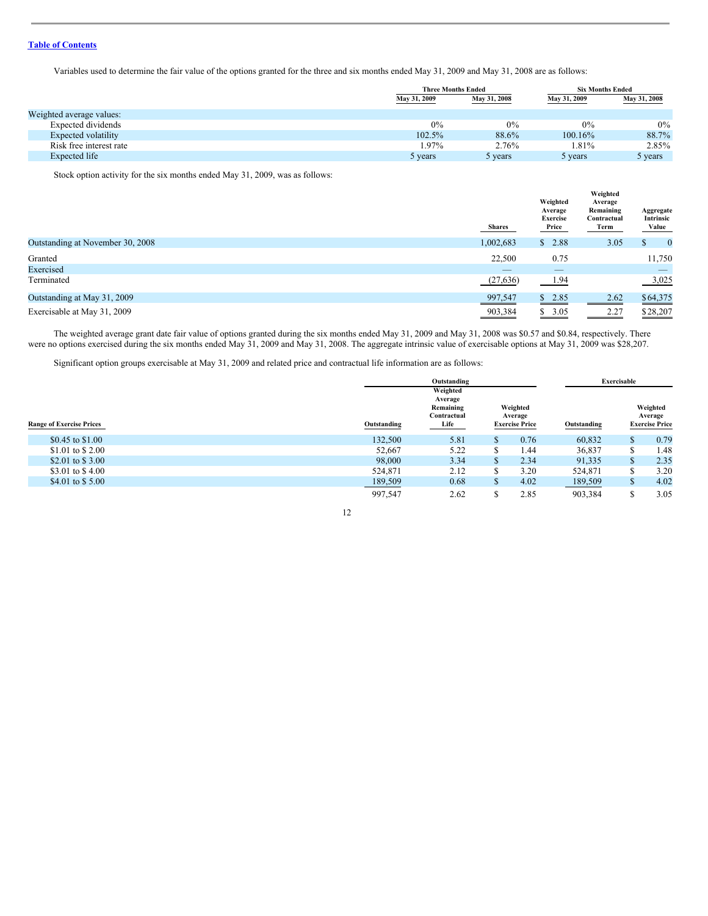Variables used to determine the fair value of the options granted for the three and six months ended May 31, 2009 and May 31, 2008 are as follows:

| | Three Months Ended | | Six Months Ended | |
|---|---|---|---|---|
| | May 31, 2009 | May 31, 2008 | May 31, 2009 | May 31, 2008 |
| Weighted average values: | | | | |
| Expected dividends | 0% | 0% | 0% | 0% |
| Expected volatility | 102.5% | 88.6% | 100.16% | 88.7% |
| Risk free interest rate | 1.97% | 2.76% | 1.81% | 2.85% |
| Expected life | 5 years | 5 years | 5 years | 5 years |

Stock option activity for the six months ended May 31, 2009, was as follows:

| | Shares | Weighted Average Exercise Price | Weighted Average Remaining Contractual Term | Aggregate Intrinsic Value |
|---|---|---|---|---|
| Outstanding at November 30, 2008 | 1,002,683 | $ 2.88 | 3.05 | $ 0 |
| Granted | 22,500 | 0.75 | | 11,750 |
| Exercised | — | — | | — |
| Terminated | (27,636) | 1.94 | | 3,025 |
| Outstanding at May 31, 2009 | 997,547 | $ 2.85 | 2.62 | $64,375 |
| Exercisable at May 31, 2009 | 903,384 | $ 3.05 | 2.27 | $28,207 |

The weighted average grant date fair value of options granted during the six months ended May 31, 2009 and May 31, 2008 was $0.57 and $0.84, respectively. There were no options exercised during the six months ended May 31, 2009 and May 31, 2008. The aggregate intrinsic value of exercisable options at May 31, 2009 was $28,207.

Significant option groups exercisable at May 31, 2009 and related price and contractual life information are as follows:

| | Outstanding | | | Exercisable | |
|---|---|---|---|---|---|
| Range of Exercise Prices | Outstanding | Weighted Average Remaining Contractual Life | Weighted Average Exercise Price | Outstanding | Weighted Average Exercise Price |
| $0.45 to $1.00 | 132,500 | 5.81 | $ 0.76 | 60,832 | $ 0.79 |
| $1.01 to $ 2.00 | 52,667 | 5.22 | $ 1.44 | 36,837 | $ 1.48 |
| $2.01 to $ 3.00 | 98,000 | 3.34 | $ 2.34 | 91,335 | $ 2.35 |
| $3.01 to $ 4.00 | 524,871 | 2.12 | $ 3.20 | 524,871 | $ 3.20 |
| $4.01 to $ 5.00 | 189,509 | 0.68 | $ 4.02 | 189,509 | $ 4.02 |
| | 997,547 | 2.62 | $ 2.85 | 903,384 | $ 3.05 |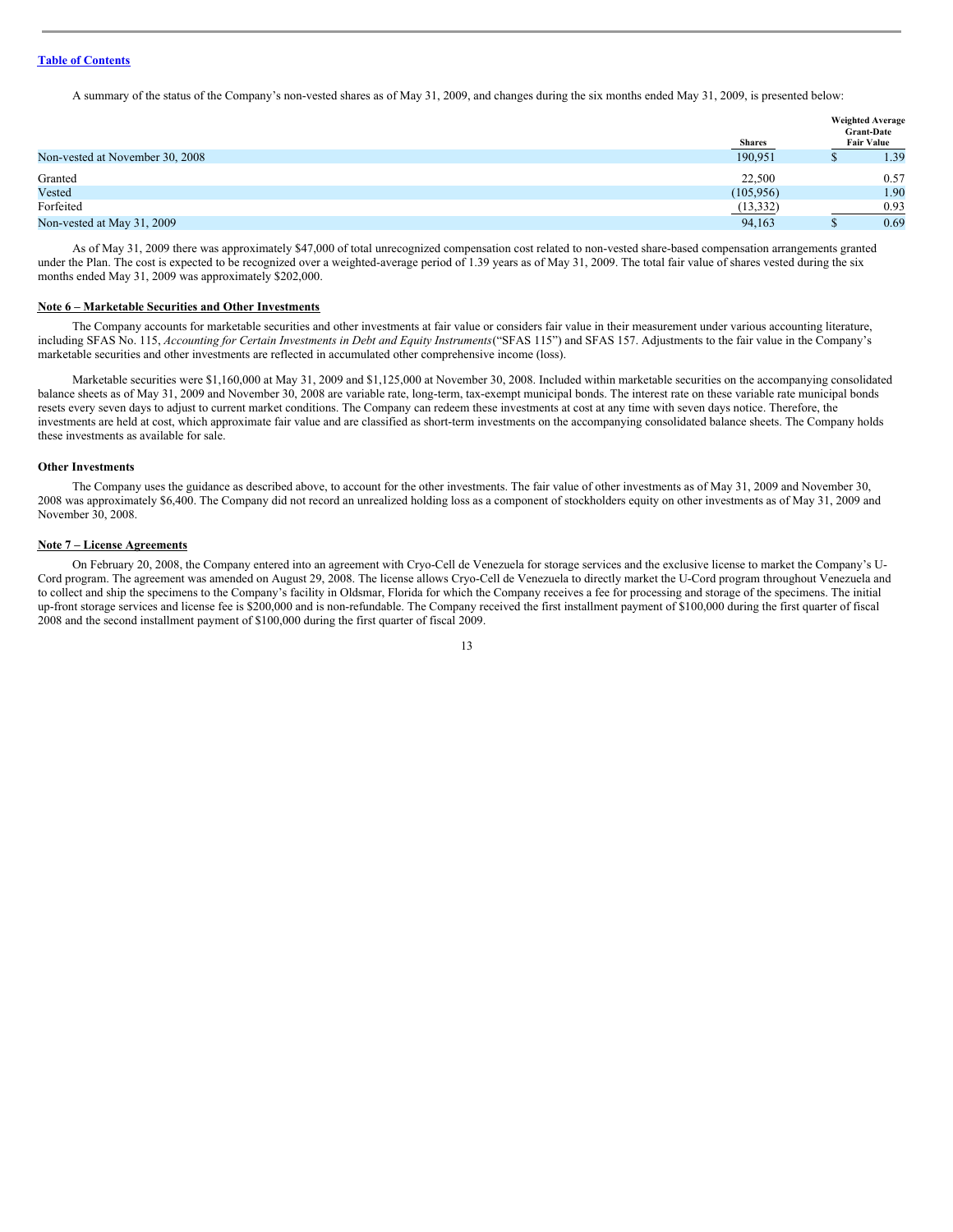[Table of Contents](#)

A summary of the status of the Company's non-vested shares as of May 31, 2009, and changes during the six months ended May 31, 2009, is presented below:

| | Shares | Weighted Average Grant-Date Fair Value |
|---|---|---|
| Non-vested at November 30, 2008 | 190,951 | $ 1.39 |
| Granted | 22,500 | 0.57 |
| Vested | (105,956) | 1.90 |
| Forfeited | (13,332) | 0.93 |
| Non-vested at May 31, 2009 | 94,163 | $ 0.69 |

As of May 31, 2009 there was approximately $47,000 of total unrecognized compensation cost related to non-vested share-based compensation arrangements granted under the Plan. The cost is expected to be recognized over a weighted-average period of 1.39 years as of May 31, 2009. The total fair value of shares vested during the six months ended May 31, 2009 was approximately $202,000.

**Note 6 – Marketable Securities and Other Investments**

The Company accounts for marketable securities and other investments at fair value or considers fair value in their measurement under various accounting literature, including SFAS No. 115, *Accounting for Certain Investments in Debt and Equity Instruments*("SFAS 115") and SFAS 157. Adjustments to the fair value in the Company's marketable securities and other investments are reflected in accumulated other comprehensive income (loss).

Marketable securities were $1,160,000 at May 31, 2009 and $1,125,000 at November 30, 2008. Included within marketable securities on the accompanying consolidated balance sheets as of May 31, 2009 and November 30, 2008 are variable rate, long-term, tax-exempt municipal bonds. The interest rate on these variable rate municipal bonds resets every seven days to adjust to current market conditions. The Company can redeem these investments at cost at any time with seven days notice. Therefore, the investments are held at cost, which approximate fair value and are classified as short-term investments on the accompanying consolidated balance sheets. The Company holds these investments as available for sale.

**Other Investments**

The Company uses the guidance as described above, to account for the other investments. The fair value of other investments as of May 31, 2009 and November 30, 2008 was approximately $6,400. The Company did not record an unrealized holding loss as a component of stockholders equity on other investments as of May 31, 2009 and November 30, 2008.

**Note 7 – License Agreements**

On February 20, 2008, the Company entered into an agreement with Cryo-Cell de Venezuela for storage services and the exclusive license to market the Company's U-Cord program. The agreement was amended on August 29, 2008. The license allows Cryo-Cell de Venezuela to directly market the U-Cord program throughout Venezuela and to collect and ship the specimens to the Company's facility in Oldsmar, Florida for which the Company receives a fee for processing and storage of the specimens. The initial up-front storage services and license fee is $200,000 and is non-refundable. The Company received the first installment payment of $100,000 during the first quarter of fiscal 2008 and the second installment payment of $100,000 during the first quarter of fiscal 2009.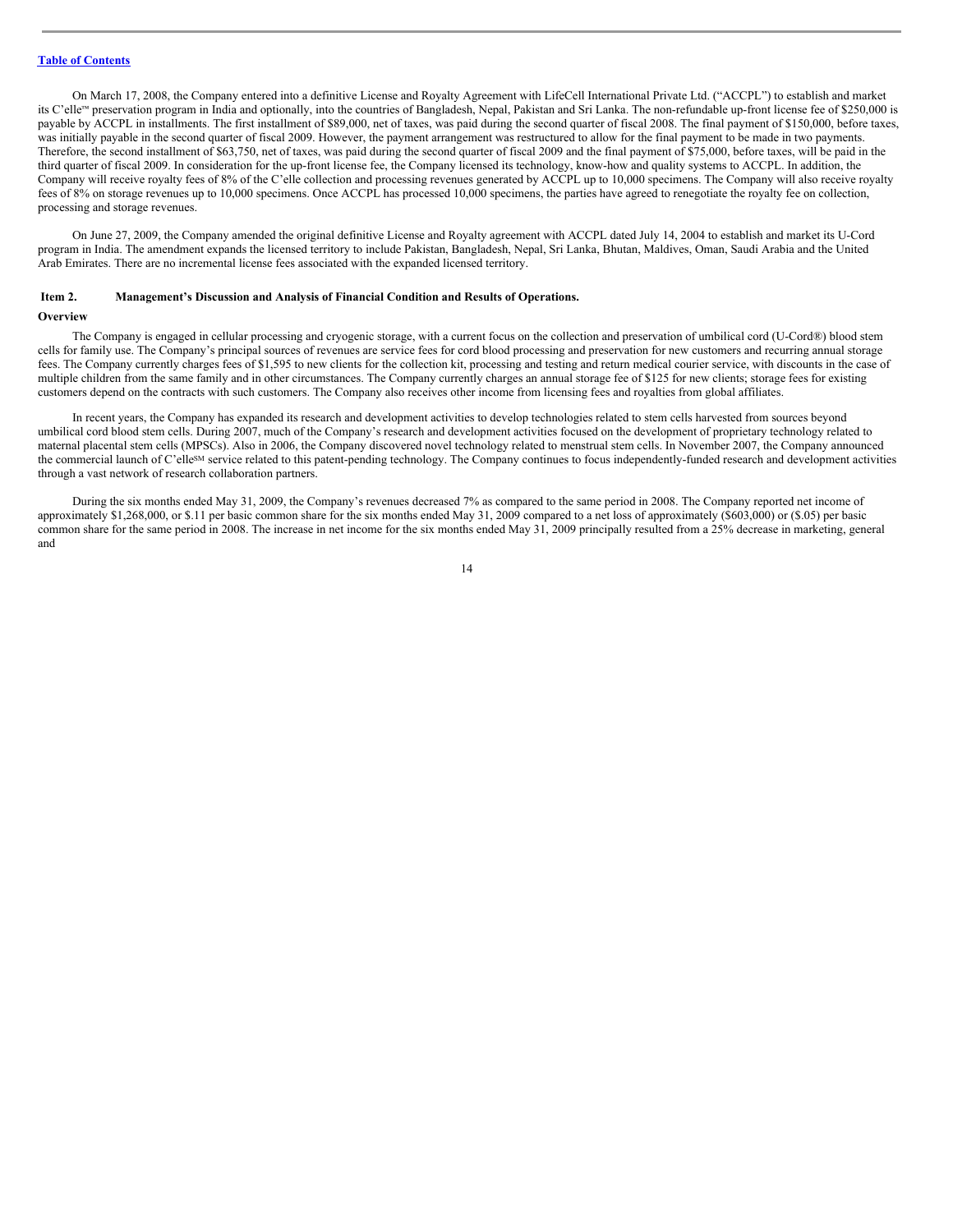On March 17, 2008, the Company entered into a definitive License and Royalty Agreement with LifeCell International Private Ltd. ("ACCPL") to establish and market its C'elle™ preservation program in India and optionally, into the countries of Bangladesh, Nepal, Pakistan and Sri Lanka. The non-refundable up-front license fee of $250,000 is payable by ACCPL in installments. The first installment of $89,000, net of taxes, was paid during the second quarter of fiscal 2008. The final payment of $150,000, before taxes, was initially payable in the second quarter of fiscal 2009. However, the payment arrangement was restructured to allow for the final payment to be made in two payments. Therefore, the second installment of $63,750, net of taxes, was paid during the second quarter of fiscal 2009 and the final payment of $75,000, before taxes, will be paid in the third quarter of fiscal 2009. In consideration for the up-front license fee, the Company licensed its technology, know-how and quality systems to ACCPL. In addition, the Company will receive royalty fees of 8% of the C'elle collection and processing revenues generated by ACCPL up to 10,000 specimens. The Company will also receive royalty fees of 8% on storage revenues up to 10,000 specimens. Once ACCPL has processed 10,000 specimens, the parties have agreed to renegotiate the royalty fee on collection, processing and storage revenues.

On June 27, 2009, the Company amended the original definitive License and Royalty agreement with ACCPL dated July 14, 2004 to establish and market its U-Cord program in India. The amendment expands the licensed territory to include Pakistan, Bangladesh, Nepal, Sri Lanka, Bhutan, Maldives, Oman, Saudi Arabia and the United Arab Emirates. There are no incremental license fees associated with the expanded licensed territory.

## Item 2. Management's Discussion and Analysis of Financial Condition and Results of Operations.

### Overview

The Company is engaged in cellular processing and cryogenic storage, with a current focus on the collection and preservation of umbilical cord (U-Cord®) blood stem cells for family use. The Company's principal sources of revenues are service fees for cord blood processing and preservation for new customers and recurring annual storage fees. The Company currently charges fees of $1,595 to new clients for the collection kit, processing and testing and return medical courier service, with discounts in the case of multiple children from the same family and in other circumstances. The Company currently charges an annual storage fee of $125 for new clients; storage fees for existing customers depend on the contracts with such customers. The Company also receives other income from licensing fees and royalties from global affiliates.

In recent years, the Company has expanded its research and development activities to develop technologies related to stem cells harvested from sources beyond umbilical cord blood stem cells. During 2007, much of the Company's research and development activities focused on the development of proprietary technology related to maternal placental stem cells (MPSCs). Also in 2006, the Company discovered novel technology related to menstrual stem cells. In November 2007, the Company announced the commercial launch of C'elle℠ service related to this patent-pending technology. The Company continues to focus independently-funded research and development activities through a vast network of research collaboration partners.

During the six months ended May 31, 2009, the Company's revenues decreased 7% as compared to the same period in 2008. The Company reported net income of approximately $1,268,000, or $.11 per basic common share for the six months ended May 31, 2009 compared to a net loss of approximately ($603,000) or ($.05) per basic common share for the same period in 2008. The increase in net income for the six months ended May 31, 2009 principally resulted from a 25% decrease in marketing, general and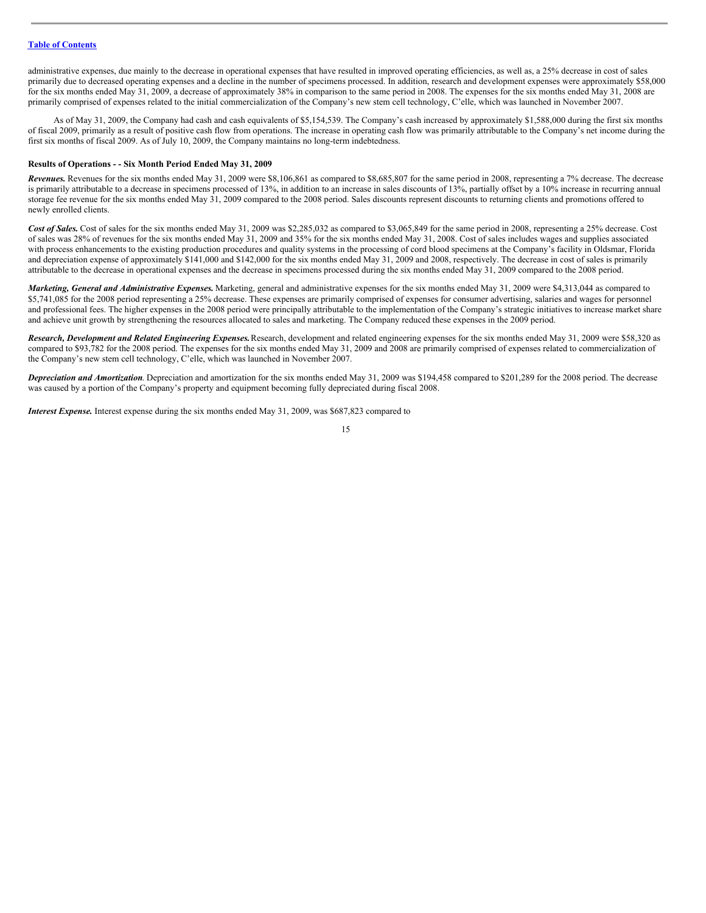administrative expenses, due mainly to the decrease in operational expenses that have resulted in improved operating efficiencies, as well as, a 25% decrease in cost of sales primarily due to decreased operating expenses and a decline in the number of specimens processed. In addition, research and development expenses were approximately $58,000 for the six months ended May 31, 2009, a decrease of approximately 38% in comparison to the same period in 2008. The expenses for the six months ended May 31, 2008 are primarily comprised of expenses related to the initial commercialization of the Company's new stem cell technology, C'elle, which was launched in November 2007.

As of May 31, 2009, the Company had cash and cash equivalents of $5,154,539. The Company's cash increased by approximately $1,588,000 during the first six months of fiscal 2009, primarily as a result of positive cash flow from operations. The increase in operating cash flow was primarily attributable to the Company's net income during the first six months of fiscal 2009. As of July 10, 2009, the Company maintains no long-term indebtedness.

**Results of Operations - - Six Month Period Ended May 31, 2009**

***Revenues.*** Revenues for the six months ended May 31, 2009 were $8,106,861 as compared to $8,685,807 for the same period in 2008, representing a 7% decrease. The decrease is primarily attributable to a decrease in specimens processed of 13%, in addition to an increase in sales discounts of 13%, partially offset by a 10% increase in recurring annual storage fee revenue for the six months ended May 31, 2009 compared to the 2008 period. Sales discounts represent discounts to returning clients and promotions offered to newly enrolled clients.

***Cost of Sales.*** Cost of sales for the six months ended May 31, 2009 was $2,285,032 as compared to $3,065,849 for the same period in 2008, representing a 25% decrease. Cost of sales was 28% of revenues for the six months ended May 31, 2009 and 35% for the six months ended May 31, 2008. Cost of sales includes wages and supplies associated with process enhancements to the existing production procedures and quality systems in the processing of cord blood specimens at the Company's facility in Oldsmar, Florida and depreciation expense of approximately $141,000 and $142,000 for the six months ended May 31, 2009 and 2008, respectively. The decrease in cost of sales is primarily attributable to the decrease in operational expenses and the decrease in specimens processed during the six months ended May 31, 2009 compared to the 2008 period.

***Marketing, General and Administrative Expenses.*** Marketing, general and administrative expenses for the six months ended May 31, 2009 were $4,313,044 as compared to $5,741,085 for the 2008 period representing a 25% decrease. These expenses are primarily comprised of expenses for consumer advertising, salaries and wages for personnel and professional fees. The higher expenses in the 2008 period were principally attributable to the implementation of the Company's strategic initiatives to increase market share and achieve unit growth by strengthening the resources allocated to sales and marketing. The Company reduced these expenses in the 2009 period.

***Research, Development and Related Engineering Expenses.*** Research, development and related engineering expenses for the six months ended May 31, 2009 were $58,320 as compared to $93,782 for the 2008 period. The expenses for the six months ended May 31, 2009 and 2008 are primarily comprised of expenses related to commercialization of the Company's new stem cell technology, C'elle, which was launched in November 2007.

***Depreciation and Amortization*****.** Depreciation and amortization for the six months ended May 31, 2009 was $194,458 compared to $201,289 for the 2008 period. The decrease was caused by a portion of the Company's property and equipment becoming fully depreciated during fiscal 2008.

***Interest Expense.*** Interest expense during the six months ended May 31, 2009, was $687,823 compared to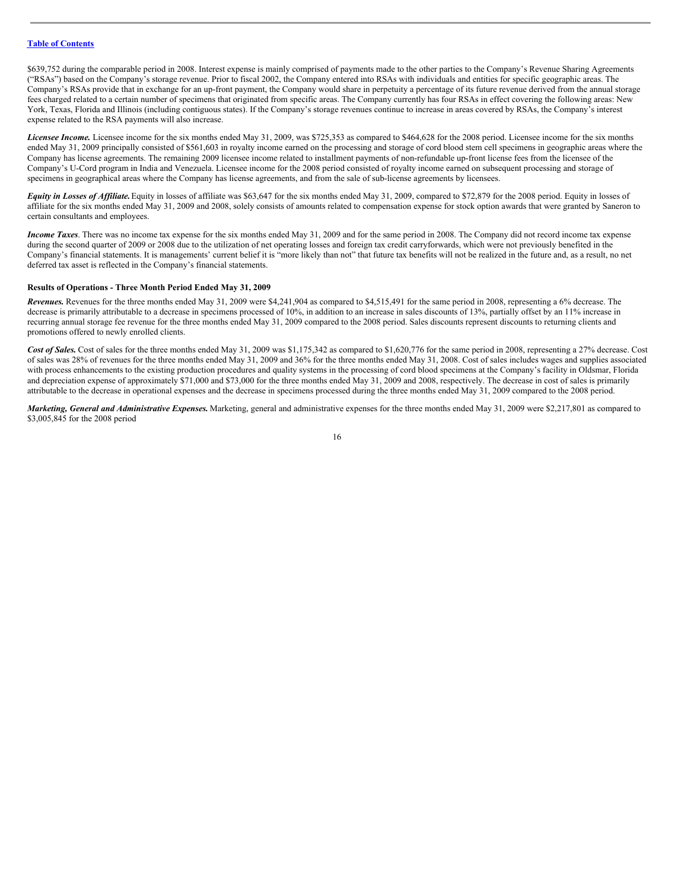$639,752 during the comparable period in 2008. Interest expense is mainly comprised of payments made to the other parties to the Company's Revenue Sharing Agreements ("RSAs") based on the Company's storage revenue. Prior to fiscal 2002, the Company entered into RSAs with individuals and entities for specific geographic areas. The Company's RSAs provide that in exchange for an up-front payment, the Company would share in perpetuity a percentage of its future revenue derived from the annual storage fees charged related to a certain number of specimens that originated from specific areas. The Company currently has four RSAs in effect covering the following areas: New York, Texas, Florida and Illinois (including contiguous states). If the Company's storage revenues continue to increase in areas covered by RSAs, the Company's interest expense related to the RSA payments will also increase.

***Licensee Income.*** Licensee income for the six months ended May 31, 2009, was $725,353 as compared to $464,628 for the 2008 period. Licensee income for the six months ended May 31, 2009 principally consisted of $561,603 in royalty income earned on the processing and storage of cord blood stem cell specimens in geographic areas where the Company has license agreements. The remaining 2009 licensee income related to installment payments of non-refundable up-front license fees from the licensee of the Company's U-Cord program in India and Venezuela. Licensee income for the 2008 period consisted of royalty income earned on subsequent processing and storage of specimens in geographical areas where the Company has license agreements, and from the sale of sub-license agreements by licensees.

***Equity in Losses of Affiliate.*** Equity in losses of affiliate was $63,647 for the six months ended May 31, 2009, compared to $72,879 for the 2008 period. Equity in losses of affiliate for the six months ended May 31, 2009 and 2008, solely consists of amounts related to compensation expense for stock option awards that were granted by Saneron to certain consultants and employees.

***Income Taxes***. There was no income tax expense for the six months ended May 31, 2009 and for the same period in 2008. The Company did not record income tax expense during the second quarter of 2009 or 2008 due to the utilization of net operating losses and foreign tax credit carryforwards, which were not previously benefited in the Company's financial statements. It is managements' current belief it is "more likely than not" that future tax benefits will not be realized in the future and, as a result, no net deferred tax asset is reflected in the Company's financial statements.

**Results of Operations - Three Month Period Ended May 31, 2009**

***Revenues.*** Revenues for the three months ended May 31, 2009 were $4,241,904 as compared to $4,515,491 for the same period in 2008, representing a 6% decrease. The decrease is primarily attributable to a decrease in specimens processed of 10%, in addition to an increase in sales discounts of 13%, partially offset by an 11% increase in recurring annual storage fee revenue for the three months ended May 31, 2009 compared to the 2008 period. Sales discounts represent discounts to returning clients and promotions offered to newly enrolled clients.

***Cost of Sales.*** Cost of sales for the three months ended May 31, 2009 was $1,175,342 as compared to $1,620,776 for the same period in 2008, representing a 27% decrease. Cost of sales was 28% of revenues for the three months ended May 31, 2009 and 36% for the three months ended May 31, 2008. Cost of sales includes wages and supplies associated with process enhancements to the existing production procedures and quality systems in the processing of cord blood specimens at the Company's facility in Oldsmar, Florida and depreciation expense of approximately $71,000 and $73,000 for the three months ended May 31, 2009 and 2008, respectively. The decrease in cost of sales is primarily attributable to the decrease in operational expenses and the decrease in specimens processed during the three months ended May 31, 2009 compared to the 2008 period.

***Marketing, General and Administrative Expenses.*** Marketing, general and administrative expenses for the three months ended May 31, 2009 were $2,217,801 as compared to $3,005,845 for the 2008 period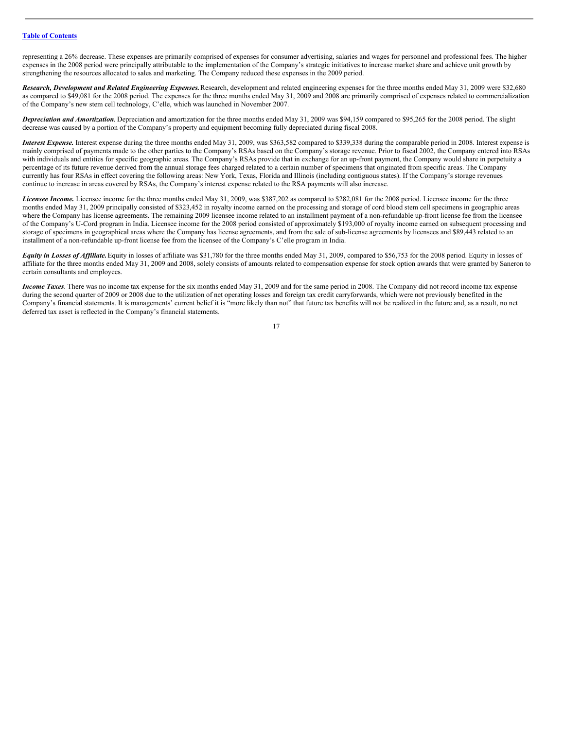representing a 26% decrease. These expenses are primarily comprised of expenses for consumer advertising, salaries and wages for personnel and professional fees. The higher expenses in the 2008 period were principally attributable to the implementation of the Company's strategic initiatives to increase market share and achieve unit growth by strengthening the resources allocated to sales and marketing. The Company reduced these expenses in the 2009 period.

***Research, Development and Related Engineering Expenses.*** Research, development and related engineering expenses for the three months ended May 31, 2009 were $32,680 as compared to $49,081 for the 2008 period. The expenses for the three months ended May 31, 2009 and 2008 are primarily comprised of expenses related to commercialization of the Company's new stem cell technology, C'elle, which was launched in November 2007.

***Depreciation and Amortization***. Depreciation and amortization for the three months ended May 31, 2009 was $94,159 compared to $95,265 for the 2008 period. The slight decrease was caused by a portion of the Company's property and equipment becoming fully depreciated during fiscal 2008.

***Interest Expense.*** Interest expense during the three months ended May 31, 2009, was $363,582 compared to $339,338 during the comparable period in 2008. Interest expense is mainly comprised of payments made to the other parties to the Company's RSAs based on the Company's storage revenue. Prior to fiscal 2002, the Company entered into RSAs with individuals and entities for specific geographic areas. The Company's RSAs provide that in exchange for an up-front payment, the Company would share in perpetuity a percentage of its future revenue derived from the annual storage fees charged related to a certain number of specimens that originated from specific areas. The Company currently has four RSAs in effect covering the following areas: New York, Texas, Florida and Illinois (including contiguous states). If the Company's storage revenues continue to increase in areas covered by RSAs, the Company's interest expense related to the RSA payments will also increase.

***Licensee Income.*** Licensee income for the three months ended May 31, 2009, was $387,202 as compared to $282,081 for the 2008 period. Licensee income for the three months ended May 31, 2009 principally consisted of $323,452 in royalty income earned on the processing and storage of cord blood stem cell specimens in geographic areas where the Company has license agreements. The remaining 2009 licensee income related to an installment payment of a non-refundable up-front license fee from the licensee of the Company's U-Cord program in India. Licensee income for the 2008 period consisted of approximately $193,000 of royalty income earned on subsequent processing and storage of specimens in geographical areas where the Company has license agreements, and from the sale of sub-license agreements by licensees and $89,443 related to an installment of a non-refundable up-front license fee from the licensee of the Company's C'elle program in India.

***Equity in Losses of Affiliate.*** Equity in losses of affiliate was $31,780 for the three months ended May 31, 2009, compared to $56,753 for the 2008 period. Equity in losses of affiliate for the three months ended May 31, 2009 and 2008, solely consists of amounts related to compensation expense for stock option awards that were granted by Saneron to certain consultants and employees.

***Income Taxes***. There was no income tax expense for the six months ended May 31, 2009 and for the same period in 2008. The Company did not record income tax expense during the second quarter of 2009 or 2008 due to the utilization of net operating losses and foreign tax credit carryforwards, which were not previously benefited in the Company's financial statements. It is managements' current belief it is "more likely than not" that future tax benefits will not be realized in the future and, as a result, no net deferred tax asset is reflected in the Company's financial statements.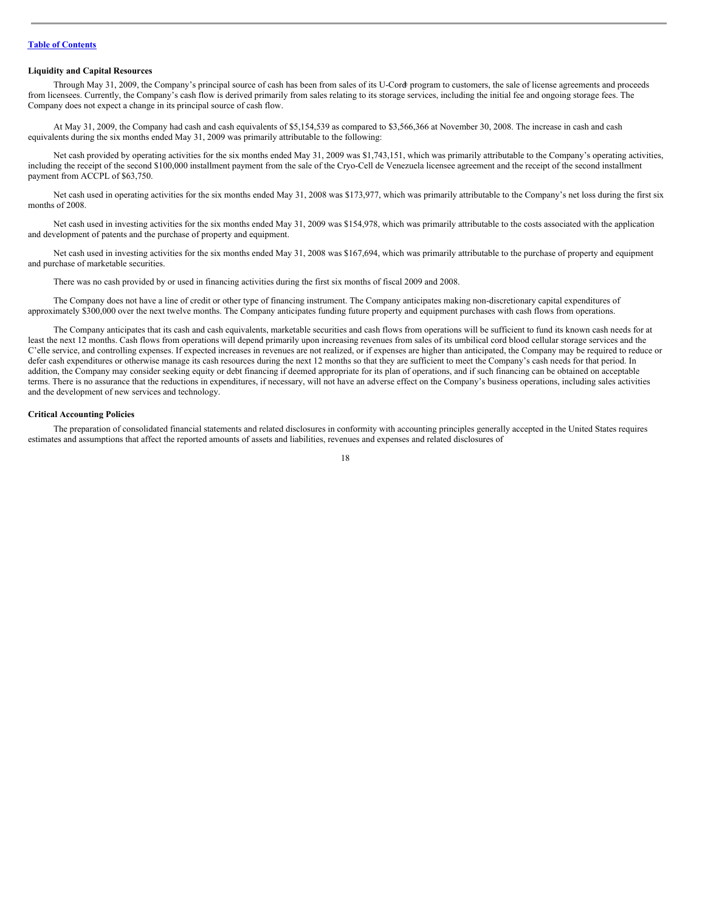### Liquidity and Capital Resources

Through May 31, 2009, the Company's principal source of cash has been from sales of its U-Cord® program to customers, the sale of license agreements and proceeds from licensees. Currently, the Company's cash flow is derived primarily from sales relating to its storage services, including the initial fee and ongoing storage fees. The Company does not expect a change in its principal source of cash flow.

At May 31, 2009, the Company had cash and cash equivalents of $5,154,539 as compared to $3,566,366 at November 30, 2008. The increase in cash and cash equivalents during the six months ended May 31, 2009 was primarily attributable to the following:

Net cash provided by operating activities for the six months ended May 31, 2009 was $1,743,151, which was primarily attributable to the Company's operating activities, including the receipt of the second $100,000 installment payment from the sale of the Cryo-Cell de Venezuela licensee agreement and the receipt of the second installment payment from ACCPL of $63,750.

Net cash used in operating activities for the six months ended May 31, 2008 was $173,977, which was primarily attributable to the Company's net loss during the first six months of 2008.

Net cash used in investing activities for the six months ended May 31, 2009 was $154,978, which was primarily attributable to the costs associated with the application and development of patents and the purchase of property and equipment.

Net cash used in investing activities for the six months ended May 31, 2008 was $167,694, which was primarily attributable to the purchase of property and equipment and purchase of marketable securities.

There was no cash provided by or used in financing activities during the first six months of fiscal 2009 and 2008.

The Company does not have a line of credit or other type of financing instrument. The Company anticipates making non-discretionary capital expenditures of approximately $300,000 over the next twelve months. The Company anticipates funding future property and equipment purchases with cash flows from operations.

The Company anticipates that its cash and cash equivalents, marketable securities and cash flows from operations will be sufficient to fund its known cash needs for at least the next 12 months. Cash flows from operations will depend primarily upon increasing revenues from sales of its umbilical cord blood cellular storage services and the C'elle service, and controlling expenses. If expected increases in revenues are not realized, or if expenses are higher than anticipated, the Company may be required to reduce or defer cash expenditures or otherwise manage its cash resources during the next 12 months so that they are sufficient to meet the Company's cash needs for that period. In addition, the Company may consider seeking equity or debt financing if deemed appropriate for its plan of operations, and if such financing can be obtained on acceptable terms. There is no assurance that the reductions in expenditures, if necessary, will not have an adverse effect on the Company's business operations, including sales activities and the development of new services and technology.

### Critical Accounting Policies

The preparation of consolidated financial statements and related disclosures in conformity with accounting principles generally accepted in the United States requires estimates and assumptions that affect the reported amounts of assets and liabilities, revenues and expenses and related disclosures of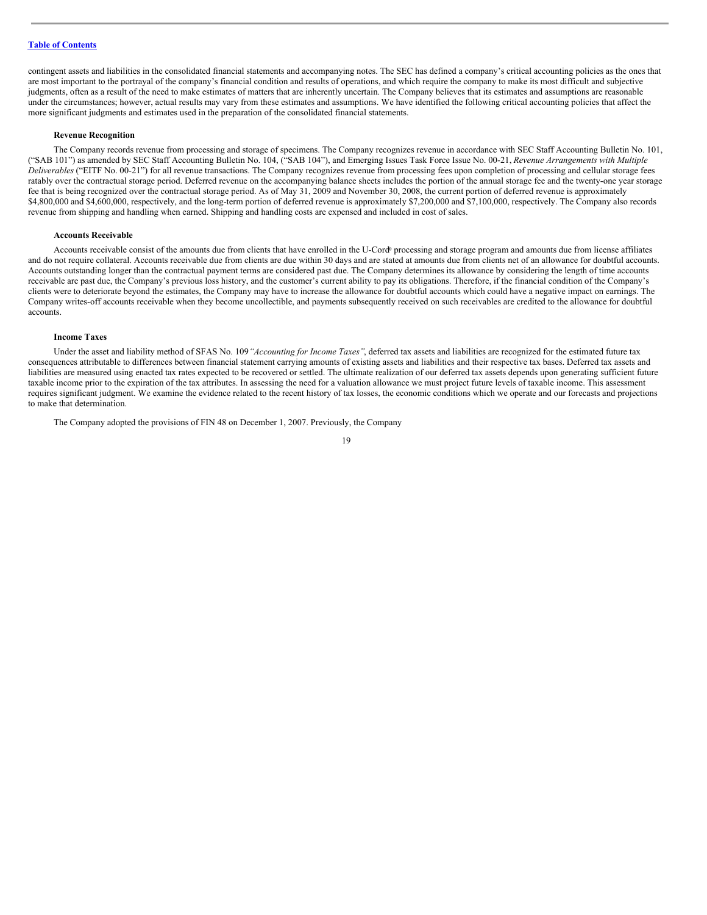contingent assets and liabilities in the consolidated financial statements and accompanying notes. The SEC has defined a company's critical accounting policies as the ones that are most important to the portrayal of the company's financial condition and results of operations, and which require the company to make its most difficult and subjective judgments, often as a result of the need to make estimates of matters that are inherently uncertain. The Company believes that its estimates and assumptions are reasonable under the circumstances; however, actual results may vary from these estimates and assumptions. We have identified the following critical accounting policies that affect the more significant judgments and estimates used in the preparation of the consolidated financial statements.

**Revenue Recognition**

The Company records revenue from processing and storage of specimens. The Company recognizes revenue in accordance with SEC Staff Accounting Bulletin No. 101, ("SAB 101") as amended by SEC Staff Accounting Bulletin No. 104, ("SAB 104"), and Emerging Issues Task Force Issue No. 00-21, *Revenue Arrangements with Multiple Deliverables* ("EITF No. 00-21") for all revenue transactions. The Company recognizes revenue from processing fees upon completion of processing and cellular storage fees ratably over the contractual storage period. Deferred revenue on the accompanying balance sheets includes the portion of the annual storage fee and the twenty-one year storage fee that is being recognized over the contractual storage period. As of May 31, 2009 and November 30, 2008, the current portion of deferred revenue is approximately $4,800,000 and $4,600,000, respectively, and the long-term portion of deferred revenue is approximately $7,200,000 and $7,100,000, respectively. The Company also records revenue from shipping and handling when earned. Shipping and handling costs are expensed and included in cost of sales.

**Accounts Receivable**

Accounts receivable consist of the amounts due from clients that have enrolled in the U-Cord® processing and storage program and amounts due from license affiliates and do not require collateral. Accounts receivable due from clients are due within 30 days and are stated at amounts due from clients net of an allowance for doubtful accounts. Accounts outstanding longer than the contractual payment terms are considered past due. The Company determines its allowance by considering the length of time accounts receivable are past due, the Company's previous loss history, and the customer's current ability to pay its obligations. Therefore, if the financial condition of the Company's clients were to deteriorate beyond the estimates, the Company may have to increase the allowance for doubtful accounts which could have a negative impact on earnings. The Company writes-off accounts receivable when they become uncollectible, and payments subsequently received on such receivables are credited to the allowance for doubtful accounts.

**Income Taxes**

Under the asset and liability method of SFAS No. 109 *"Accounting for Income Taxes"*, deferred tax assets and liabilities are recognized for the estimated future tax consequences attributable to differences between financial statement carrying amounts of existing assets and liabilities and their respective tax bases. Deferred tax assets and liabilities are measured using enacted tax rates expected to be recovered or settled. The ultimate realization of our deferred tax assets depends upon generating sufficient future taxable income prior to the expiration of the tax attributes. In assessing the need for a valuation allowance we must project future levels of taxable income. This assessment requires significant judgment. We examine the evidence related to the recent history of tax losses, the economic conditions which we operate and our forecasts and projections to make that determination.

The Company adopted the provisions of FIN 48 on December 1, 2007. Previously, the Company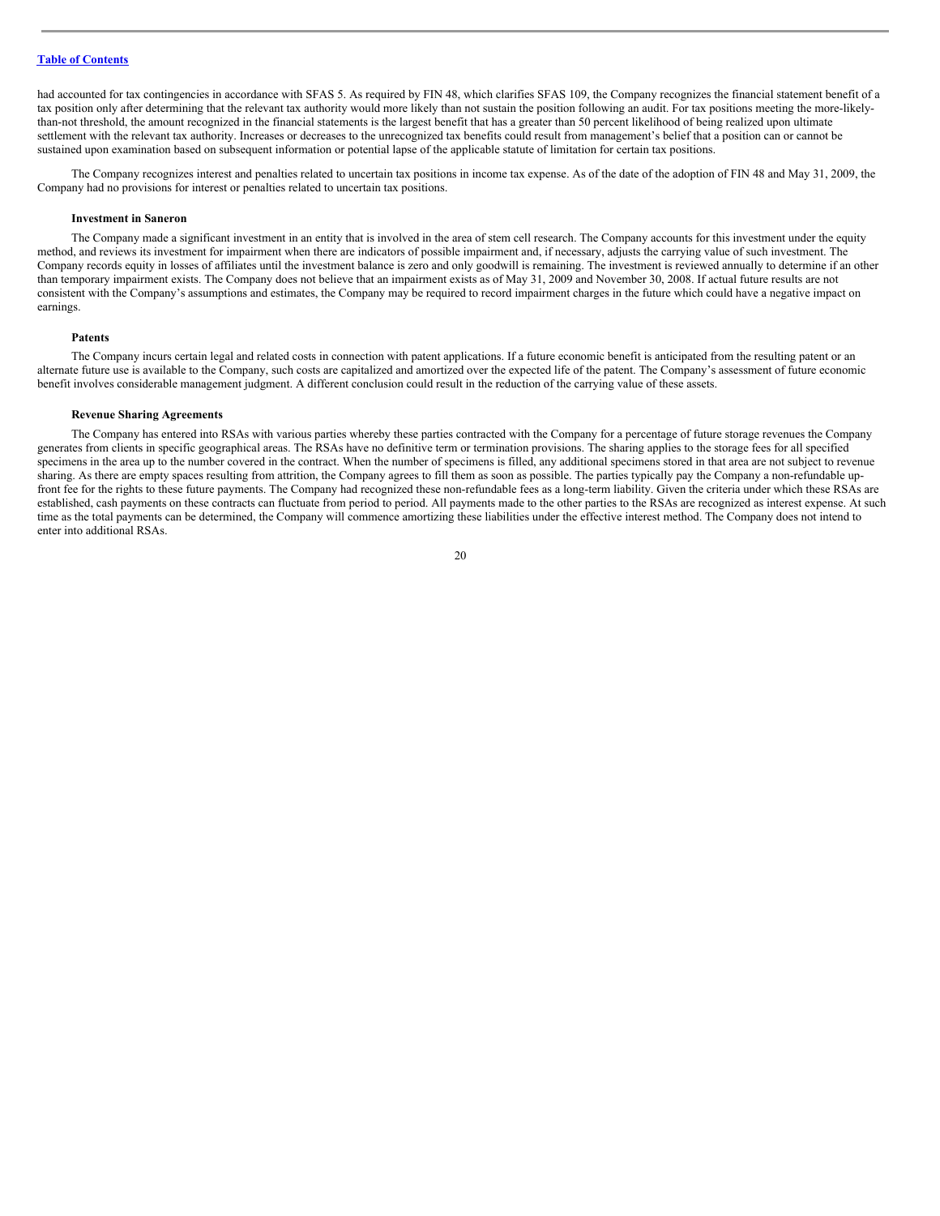had accounted for tax contingencies in accordance with SFAS 5. As required by FIN 48, which clarifies SFAS 109, the Company recognizes the financial statement benefit of a tax position only after determining that the relevant tax authority would more likely than not sustain the position following an audit. For tax positions meeting the more-likely-than-not threshold, the amount recognized in the financial statements is the largest benefit that has a greater than 50 percent likelihood of being realized upon ultimate settlement with the relevant tax authority. Increases or decreases to the unrecognized tax benefits could result from management's belief that a position can or cannot be sustained upon examination based on subsequent information or potential lapse of the applicable statute of limitation for certain tax positions.

The Company recognizes interest and penalties related to uncertain tax positions in income tax expense. As of the date of the adoption of FIN 48 and May 31, 2009, the Company had no provisions for interest or penalties related to uncertain tax positions.

#### Investment in Saneron

The Company made a significant investment in an entity that is involved in the area of stem cell research. The Company accounts for this investment under the equity method, and reviews its investment for impairment when there are indicators of possible impairment and, if necessary, adjusts the carrying value of such investment. The Company records equity in losses of affiliates until the investment balance is zero and only goodwill is remaining. The investment is reviewed annually to determine if an other than temporary impairment exists. The Company does not believe that an impairment exists as of May 31, 2009 and November 30, 2008. If actual future results are not consistent with the Company's assumptions and estimates, the Company may be required to record impairment charges in the future which could have a negative impact on earnings.

#### Patents

The Company incurs certain legal and related costs in connection with patent applications. If a future economic benefit is anticipated from the resulting patent or an alternate future use is available to the Company, such costs are capitalized and amortized over the expected life of the patent. The Company's assessment of future economic benefit involves considerable management judgment. A different conclusion could result in the reduction of the carrying value of these assets.

#### Revenue Sharing Agreements

The Company has entered into RSAs with various parties whereby these parties contracted with the Company for a percentage of future storage revenues the Company generates from clients in specific geographical areas. The RSAs have no definitive term or termination provisions. The sharing applies to the storage fees for all specified specimens in the area up to the number covered in the contract. When the number of specimens is filled, any additional specimens stored in that area are not subject to revenue sharing. As there are empty spaces resulting from attrition, the Company agrees to fill them as soon as possible. The parties typically pay the Company a non-refundable up-front fee for the rights to these future payments. The Company had recognized these non-refundable fees as a long-term liability. Given the criteria under which these RSAs are established, cash payments on these contracts can fluctuate from period to period. All payments made to the other parties to the RSAs are recognized as interest expense. At such time as the total payments can be determined, the Company will commence amortizing these liabilities under the effective interest method. The Company does not intend to enter into additional RSAs.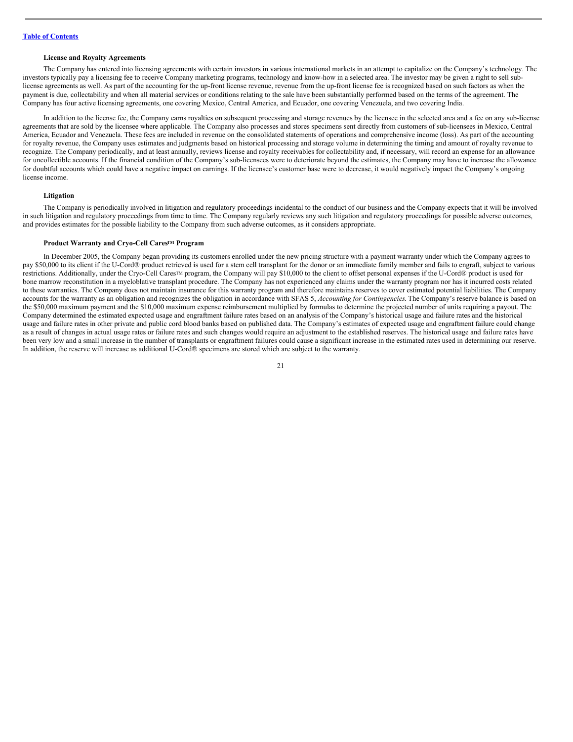[Table of Contents](#)

#### License and Royalty Agreements

The Company has entered into licensing agreements with certain investors in various international markets in an attempt to capitalize on the Company's technology. The investors typically pay a licensing fee to receive Company marketing programs, technology and know-how in a selected area. The investor may be given a right to sell sub-license agreements as well. As part of the accounting for the up-front license revenue, revenue from the up-front license fee is recognized based on such factors as when the payment is due, collectability and when all material services or conditions relating to the sale have been substantially performed based on the terms of the agreement. The Company has four active licensing agreements, one covering Mexico, Central America, and Ecuador, one covering Venezuela, and two covering India.

In addition to the license fee, the Company earns royalties on subsequent processing and storage revenues by the licensee in the selected area and a fee on any sub-license agreements that are sold by the licensee where applicable. The Company also processes and stores specimens sent directly from customers of sub-licensees in Mexico, Central America, Ecuador and Venezuela. These fees are included in revenue on the consolidated statements of operations and comprehensive income (loss). As part of the accounting for royalty revenue, the Company uses estimates and judgments based on historical processing and storage volume in determining the timing and amount of royalty revenue to recognize. The Company periodically, and at least annually, reviews license and royalty receivables for collectability and, if necessary, will record an expense for an allowance for uncollectible accounts. If the financial condition of the Company's sub-licensees were to deteriorate beyond the estimates, the Company may have to increase the allowance for doubtful accounts which could have a negative impact on earnings. If the licensee's customer base were to decrease, it would negatively impact the Company's ongoing license income.

#### Litigation

The Company is periodically involved in litigation and regulatory proceedings incidental to the conduct of our business and the Company expects that it will be involved in such litigation and regulatory proceedings from time to time. The Company regularly reviews any such litigation and regulatory proceedings for possible adverse outcomes, and provides estimates for the possible liability to the Company from such adverse outcomes, as it considers appropriate.

#### Product Warranty and Cryo-Cell Cares™ Program

In December 2005, the Company began providing its customers enrolled under the new pricing structure with a payment warranty under which the Company agrees to pay $50,000 to its client if the U-Cord® product retrieved is used for a stem cell transplant for the donor or an immediate family member and fails to engraft, subject to various restrictions. Additionally, under the Cryo-Cell Cares™ program, the Company will pay $10,000 to the client to offset personal expenses if the U-Cord® product is used for bone marrow reconstitution in a myeloblative transplant procedure. The Company has not experienced any claims under the warranty program nor has it incurred costs related to these warranties. The Company does not maintain insurance for this warranty program and therefore maintains reserves to cover estimated potential liabilities. The Company accounts for the warranty as an obligation and recognizes the obligation in accordance with SFAS 5, *Accounting for Contingencies*. The Company's reserve balance is based on the $50,000 maximum payment and the $10,000 maximum expense reimbursement multiplied by formulas to determine the projected number of units requiring a payout. The Company determined the estimated expected usage and engraftment failure rates based on an analysis of the Company's historical usage and failure rates and the historical usage and failure rates in other private and public cord blood banks based on published data. The Company's estimates of expected usage and engraftment failure could change as a result of changes in actual usage rates or failure rates and such changes would require an adjustment to the established reserves. The historical usage and failure rates have been very low and a small increase in the number of transplants or engraftment failures could cause a significant increase in the estimated rates used in determining our reserve. In addition, the reserve will increase as additional U-Cord® specimens are stored which are subject to the warranty.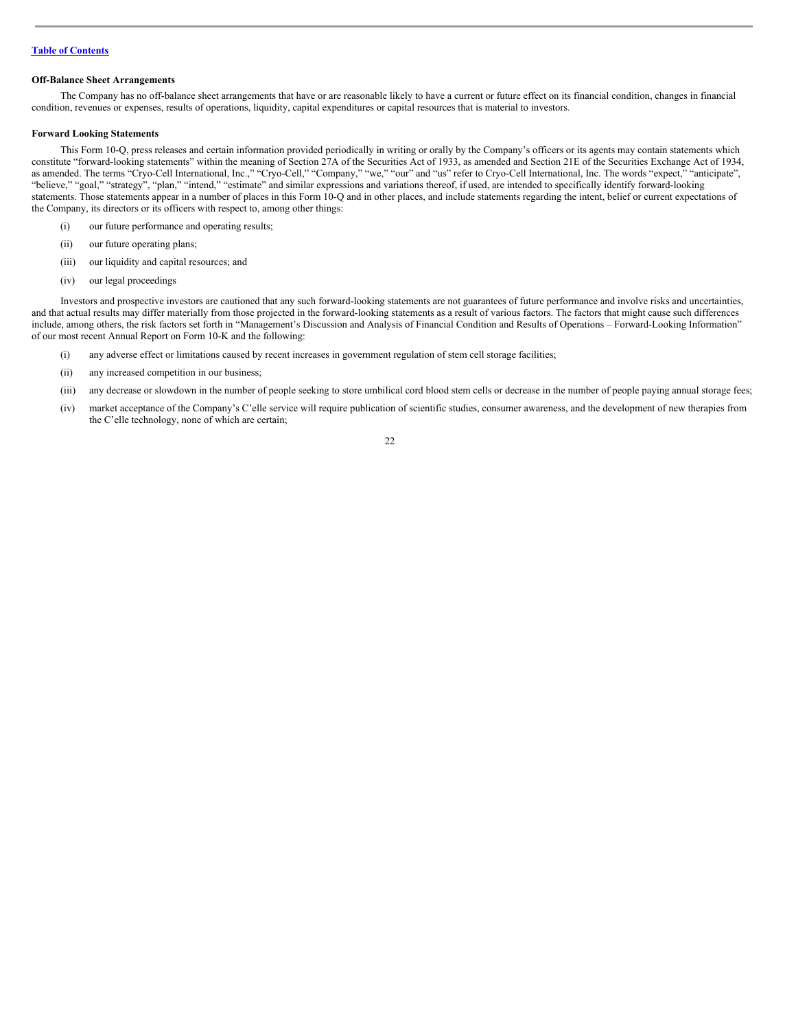**Off-Balance Sheet Arrangements**

The Company has no off-balance sheet arrangements that have or are reasonable likely to have a current or future effect on its financial condition, changes in financial condition, revenues or expenses, results of operations, liquidity, capital expenditures or capital resources that is material to investors.

**Forward Looking Statements**

This Form 10-Q, press releases and certain information provided periodically in writing or orally by the Company's officers or its agents may contain statements which constitute "forward-looking statements" within the meaning of Section 27A of the Securities Act of 1933, as amended and Section 21E of the Securities Exchange Act of 1934, as amended. The terms "Cryo-Cell International, Inc.," "Cryo-Cell," "Company," "we," "our" and "us" refer to Cryo-Cell International, Inc. The words "expect," "anticipate", "believe," "goal," "strategy", "plan," "intend," "estimate" and similar expressions and variations thereof, if used, are intended to specifically identify forward-looking statements. Those statements appear in a number of places in this Form 10-Q and in other places, and include statements regarding the intent, belief or current expectations of the Company, its directors or its officers with respect to, among other things:

(i) our future performance and operating results;

(ii) our future operating plans;

(iii) our liquidity and capital resources; and

(iv) our legal proceedings

Investors and prospective investors are cautioned that any such forward-looking statements are not guarantees of future performance and involve risks and uncertainties, and that actual results may differ materially from those projected in the forward-looking statements as a result of various factors. The factors that might cause such differences include, among others, the risk factors set forth in "Management's Discussion and Analysis of Financial Condition and Results of Operations – Forward-Looking Information" of our most recent Annual Report on Form 10-K and the following:

(i) any adverse effect or limitations caused by recent increases in government regulation of stem cell storage facilities;

(ii) any increased competition in our business;

(iii) any decrease or slowdown in the number of people seeking to store umbilical cord blood stem cells or decrease in the number of people paying annual storage fees;

(iv) market acceptance of the Company's C'elle service will require publication of scientific studies, consumer awareness, and the development of new therapies from the C'elle technology, none of which are certain;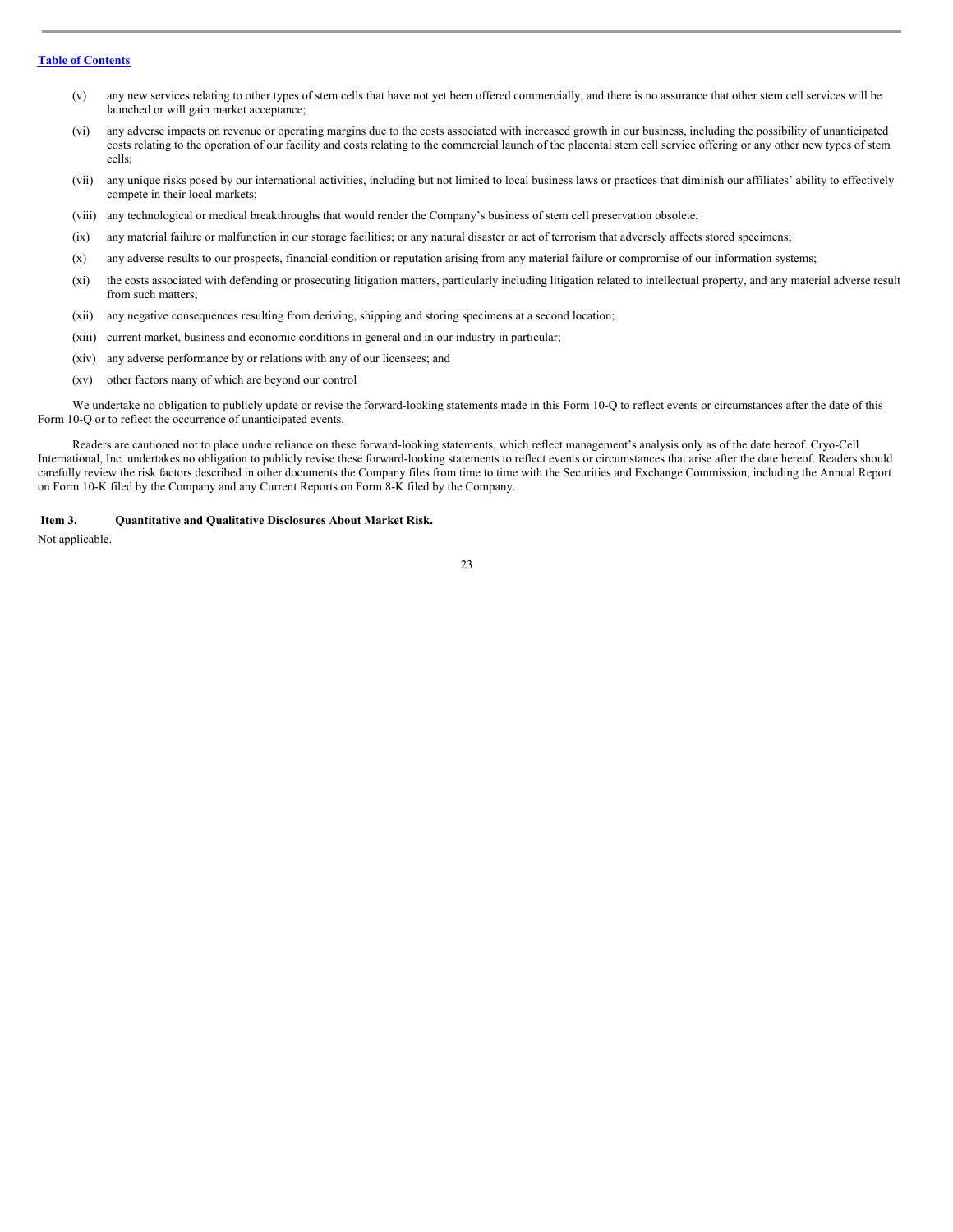(v) any new services relating to other types of stem cells that have not yet been offered commercially, and there is no assurance that other stem cell services will be launched or will gain market acceptance;

(vi) any adverse impacts on revenue or operating margins due to the costs associated with increased growth in our business, including the possibility of unanticipated costs relating to the operation of our facility and costs relating to the commercial launch of the placental stem cell service offering or any other new types of stem cells;

(vii) any unique risks posed by our international activities, including but not limited to local business laws or practices that diminish our affiliates' ability to effectively compete in their local markets;

(viii) any technological or medical breakthroughs that would render the Company's business of stem cell preservation obsolete;

(ix) any material failure or malfunction in our storage facilities; or any natural disaster or act of terrorism that adversely affects stored specimens;

(x) any adverse results to our prospects, financial condition or reputation arising from any material failure or compromise of our information systems;

(xi) the costs associated with defending or prosecuting litigation matters, particularly including litigation related to intellectual property, and any material adverse result from such matters;

(xii) any negative consequences resulting from deriving, shipping and storing specimens at a second location;

(xiii) current market, business and economic conditions in general and in our industry in particular;

(xiv) any adverse performance by or relations with any of our licensees; and

(xv) other factors many of which are beyond our control

We undertake no obligation to publicly update or revise the forward-looking statements made in this Form 10-Q to reflect events or circumstances after the date of this Form 10-Q or to reflect the occurrence of unanticipated events.

Readers are cautioned not to place undue reliance on these forward-looking statements, which reflect management's analysis only as of the date hereof. Cryo-Cell International, Inc. undertakes no obligation to publicly revise these forward-looking statements to reflect events or circumstances that arise after the date hereof. Readers should carefully review the risk factors described in other documents the Company files from time to time with the Securities and Exchange Commission, including the Annual Report on Form 10-K filed by the Company and any Current Reports on Form 8-K filed by the Company.

**Item 3. Quantitative and Qualitative Disclosures About Market Risk.**

Not applicable.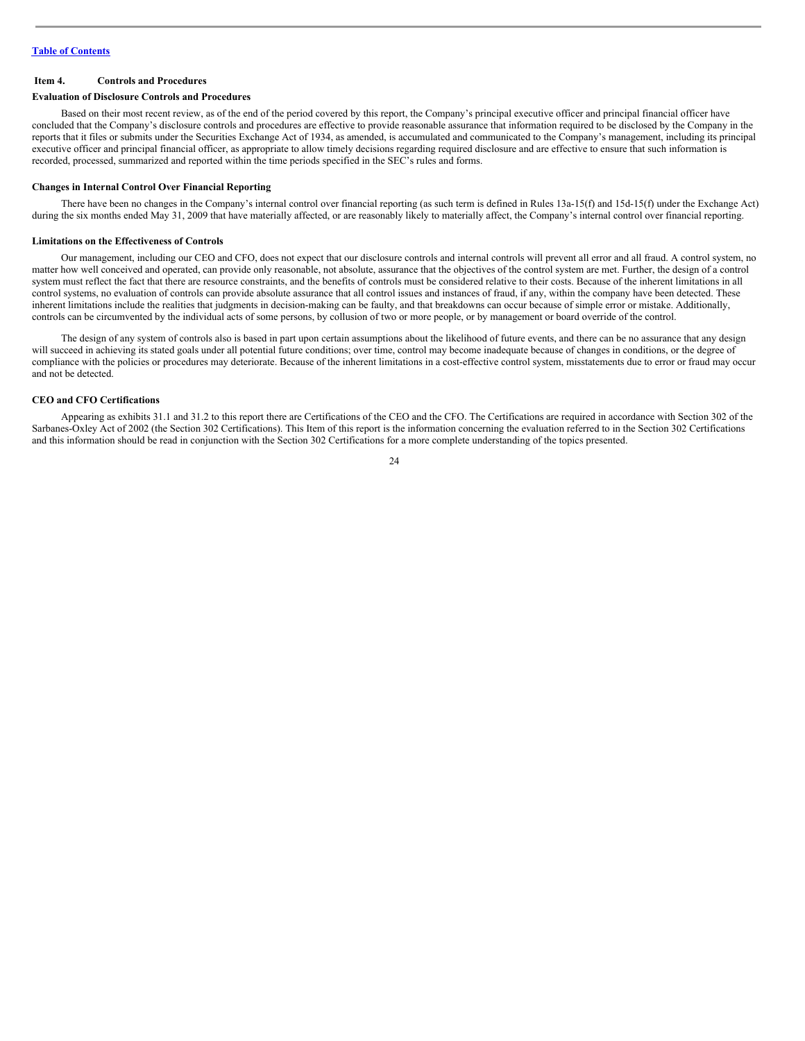## Item 4. Controls and Procedures

### Evaluation of Disclosure Controls and Procedures

Based on their most recent review, as of the end of the period covered by this report, the Company's principal executive officer and principal financial officer have concluded that the Company's disclosure controls and procedures are effective to provide reasonable assurance that information required to be disclosed by the Company in the reports that it files or submits under the Securities Exchange Act of 1934, as amended, is accumulated and communicated to the Company's management, including its principal executive officer and principal financial officer, as appropriate to allow timely decisions regarding required disclosure and are effective to ensure that such information is recorded, processed, summarized and reported within the time periods specified in the SEC's rules and forms.

### Changes in Internal Control Over Financial Reporting

There have been no changes in the Company's internal control over financial reporting (as such term is defined in Rules 13a-15(f) and 15d-15(f) under the Exchange Act) during the six months ended May 31, 2009 that have materially affected, or are reasonably likely to materially affect, the Company's internal control over financial reporting.

### Limitations on the Effectiveness of Controls

Our management, including our CEO and CFO, does not expect that our disclosure controls and internal controls will prevent all error and all fraud. A control system, no matter how well conceived and operated, can provide only reasonable, not absolute, assurance that the objectives of the control system are met. Further, the design of a control system must reflect the fact that there are resource constraints, and the benefits of controls must be considered relative to their costs. Because of the inherent limitations in all control systems, no evaluation of controls can provide absolute assurance that all control issues and instances of fraud, if any, within the company have been detected. These inherent limitations include the realities that judgments in decision-making can be faulty, and that breakdowns can occur because of simple error or mistake. Additionally, controls can be circumvented by the individual acts of some persons, by collusion of two or more people, or by management or board override of the control.

The design of any system of controls also is based in part upon certain assumptions about the likelihood of future events, and there can be no assurance that any design will succeed in achieving its stated goals under all potential future conditions; over time, control may become inadequate because of changes in conditions, or the degree of compliance with the policies or procedures may deteriorate. Because of the inherent limitations in a cost-effective control system, misstatements due to error or fraud may occur and not be detected.

### CEO and CFO Certifications

Appearing as exhibits 31.1 and 31.2 to this report there are Certifications of the CEO and the CFO. The Certifications are required in accordance with Section 302 of the Sarbanes-Oxley Act of 2002 (the Section 302 Certifications). This Item of this report is the information concerning the evaluation referred to in the Section 302 Certifications and this information should be read in conjunction with the Section 302 Certifications for a more complete understanding of the topics presented.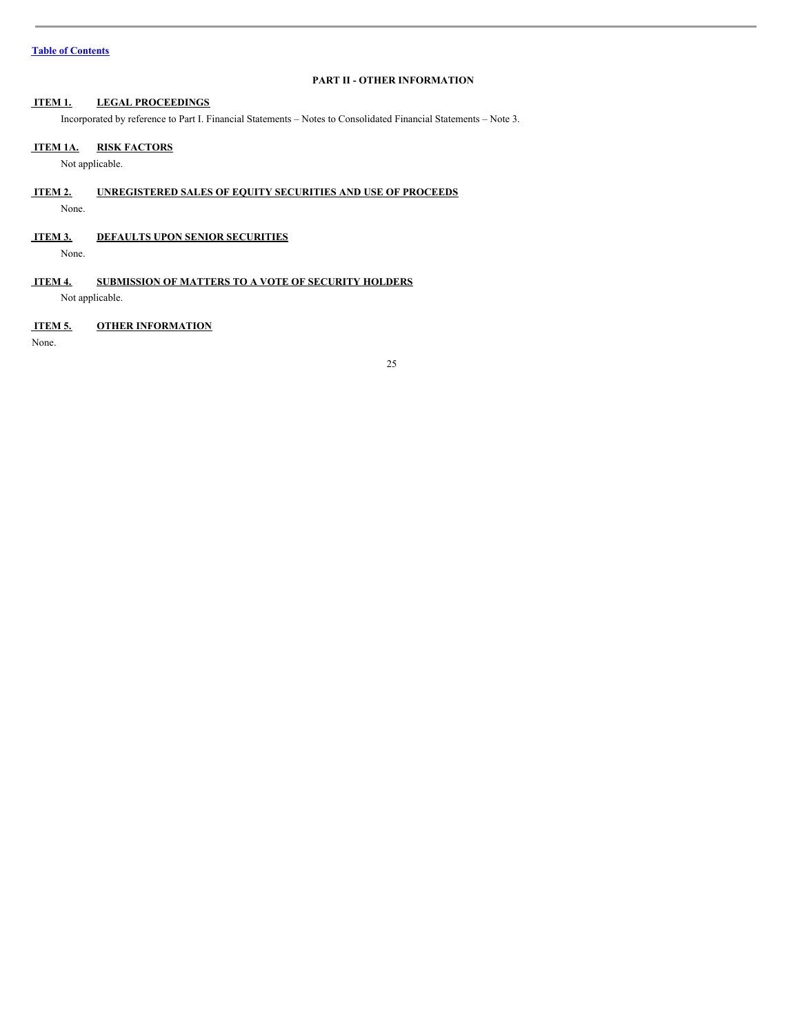## PART II - OTHER INFORMATION

### ITEM 1. LEGAL PROCEEDINGS

Incorporated by reference to Part I. Financial Statements – Notes to Consolidated Financial Statements – Note 3.

### ITEM 1A. RISK FACTORS

Not applicable.

### ITEM 2. UNREGISTERED SALES OF EQUITY SECURITIES AND USE OF PROCEEDS

None.

### ITEM 3. DEFAULTS UPON SENIOR SECURITIES

None.

### ITEM 4. SUBMISSION OF MATTERS TO A VOTE OF SECURITY HOLDERS

Not applicable.

### ITEM 5. OTHER INFORMATION

None.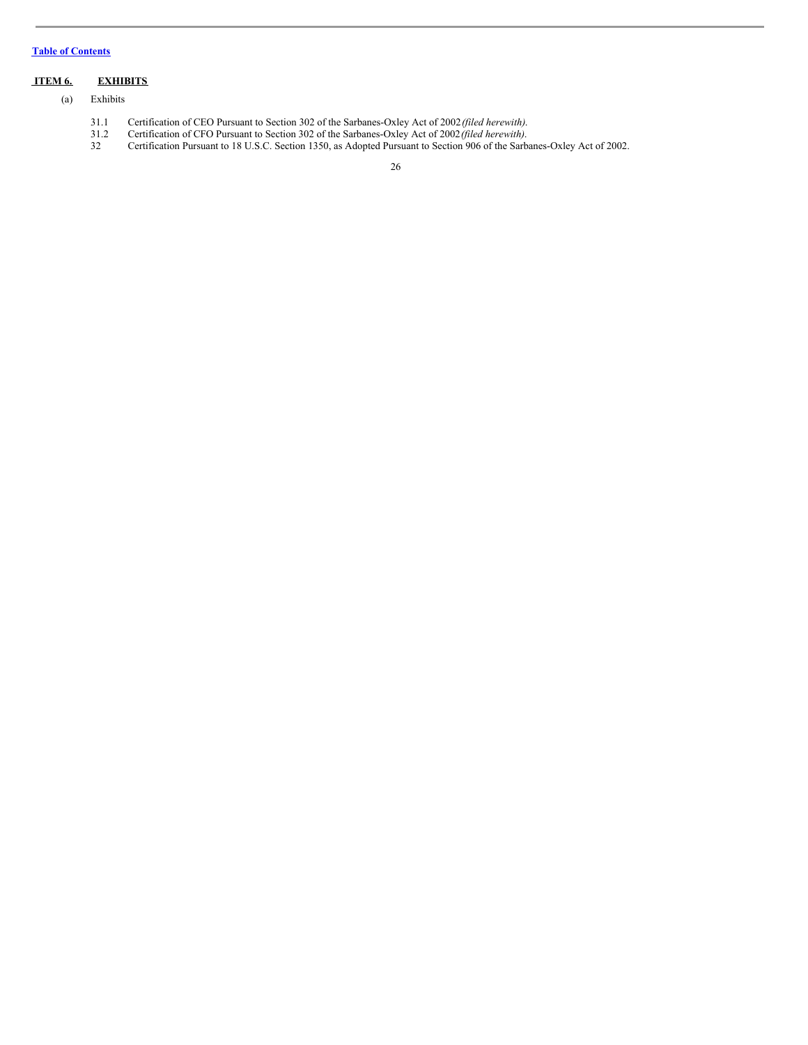[Table of Contents](#)

## ITEM 6. EXHIBITS

(a) Exhibits

31.1 Certification of CEO Pursuant to Section 302 of the Sarbanes-Oxley Act of 2002 *(filed herewith)*.

31.2 Certification of CFO Pursuant to Section 302 of the Sarbanes-Oxley Act of 2002 *(filed herewith)*.

32 Certification Pursuant to 18 U.S.C. Section 1350, as Adopted Pursuant to Section 906 of the Sarbanes-Oxley Act of 2002.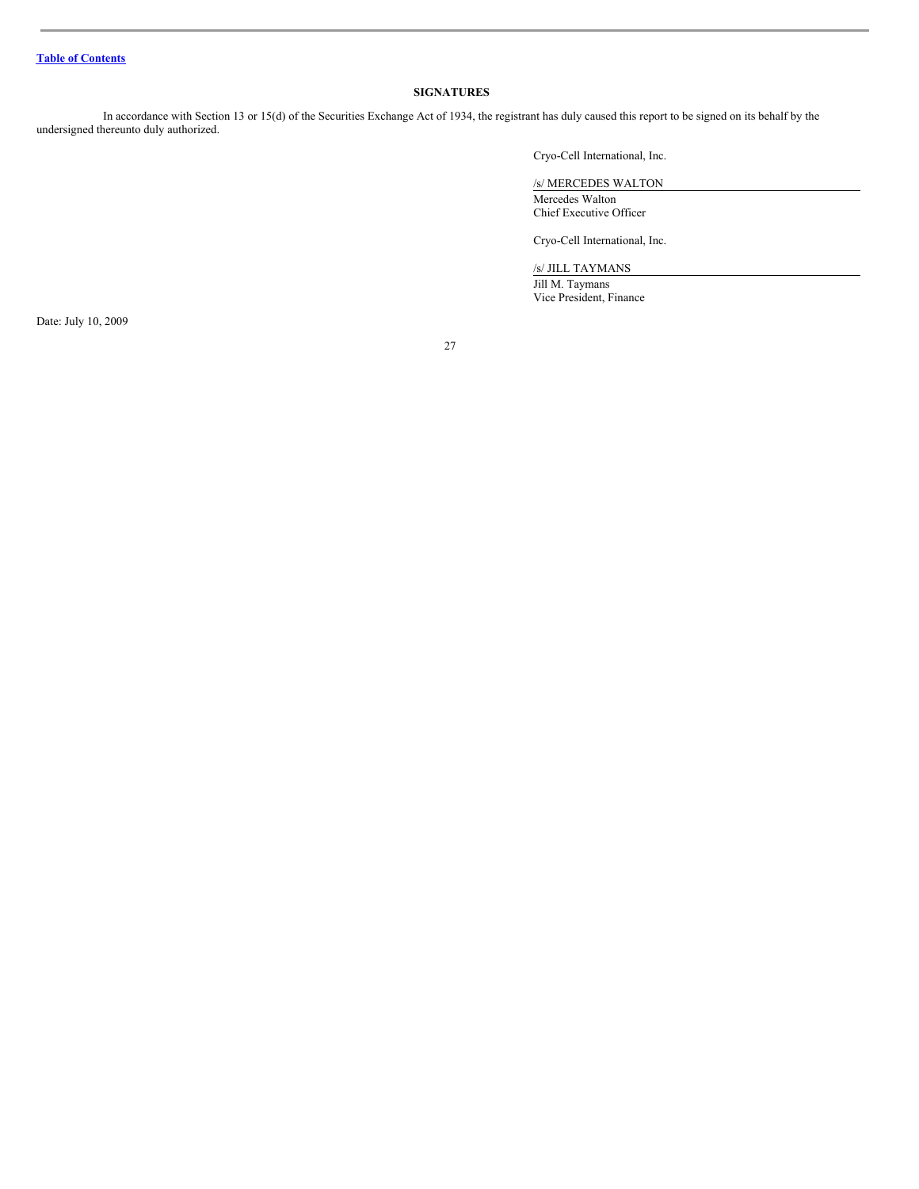[Table of Contents](#)

## SIGNATURES

In accordance with Section 13 or 15(d) of the Securities Exchange Act of 1934, the registrant has duly caused this report to be signed on its behalf by the undersigned thereunto duly authorized.

Cryo-Cell International, Inc.

/s/ MERCEDES WALTON

Mercedes Walton
Chief Executive Officer

Cryo-Cell International, Inc.

/s/ JILL TAYMANS

Jill M. Taymans
Vice President, Finance

Date: July 10, 2009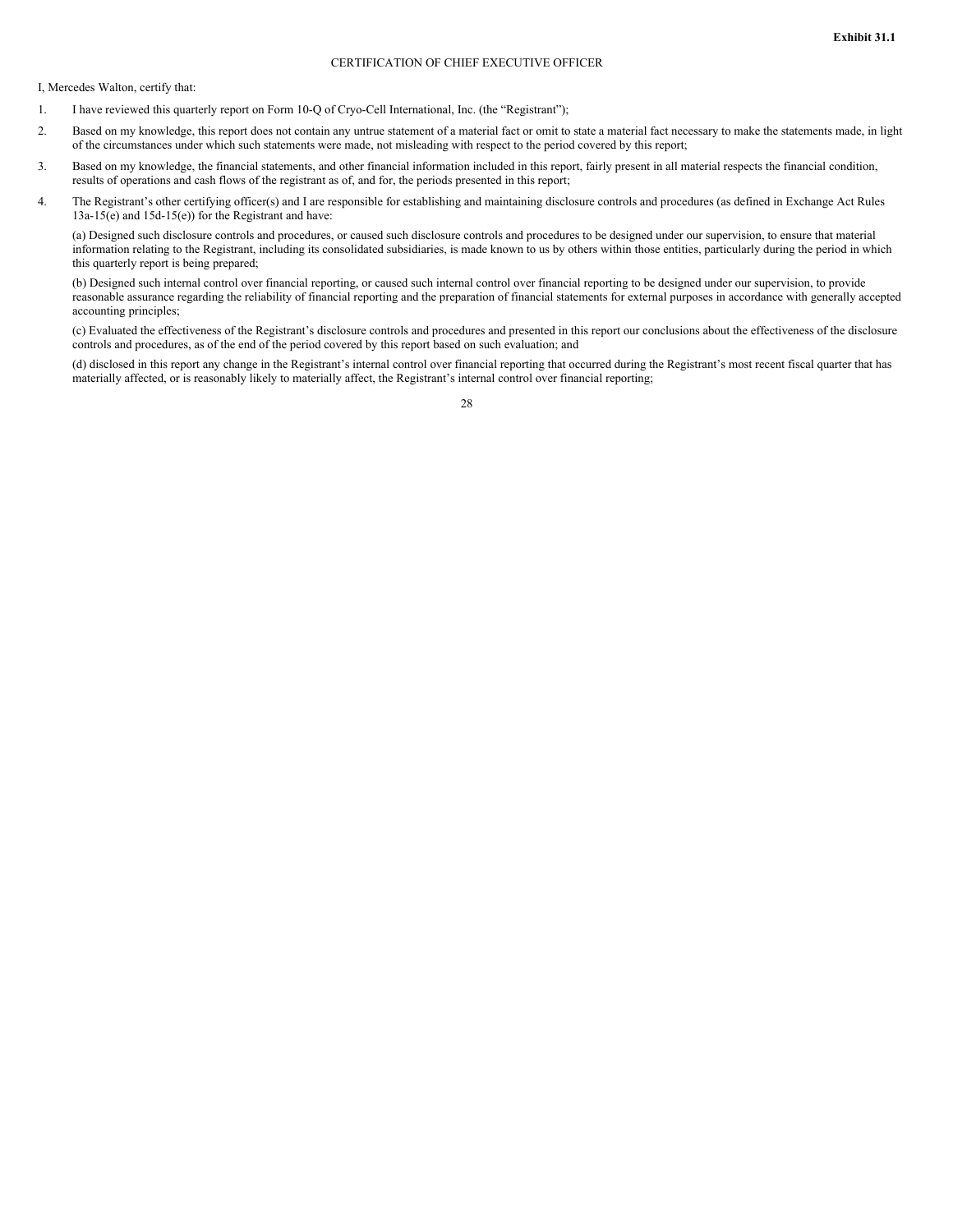**Exhibit 31.1**

CERTIFICATION OF CHIEF EXECUTIVE OFFICER

I, Mercedes Walton, certify that:

1. I have reviewed this quarterly report on Form 10-Q of Cryo-Cell International, Inc. (the "Registrant");

2. Based on my knowledge, this report does not contain any untrue statement of a material fact or omit to state a material fact necessary to make the statements made, in light of the circumstances under which such statements were made, not misleading with respect to the period covered by this report;

3. Based on my knowledge, the financial statements, and other financial information included in this report, fairly present in all material respects the financial condition, results of operations and cash flows of the registrant as of, and for, the periods presented in this report;

4. The Registrant's other certifying officer(s) and I are responsible for establishing and maintaining disclosure controls and procedures (as defined in Exchange Act Rules 13a-15(e) and 15d-15(e)) for the Registrant and have:

   (a) Designed such disclosure controls and procedures, or caused such disclosure controls and procedures to be designed under our supervision, to ensure that material information relating to the Registrant, including its consolidated subsidiaries, is made known to us by others within those entities, particularly during the period in which this quarterly report is being prepared;

   (b) Designed such internal control over financial reporting, or caused such internal control over financial reporting to be designed under our supervision, to provide reasonable assurance regarding the reliability of financial reporting and the preparation of financial statements for external purposes in accordance with generally accepted accounting principles;

   (c) Evaluated the effectiveness of the Registrant's disclosure controls and procedures and presented in this report our conclusions about the effectiveness of the disclosure controls and procedures, as of the end of the period covered by this report based on such evaluation; and

   (d) disclosed in this report any change in the Registrant's internal control over financial reporting that occurred during the Registrant's most recent fiscal quarter that has materially affected, or is reasonably likely to materially affect, the Registrant's internal control over financial reporting;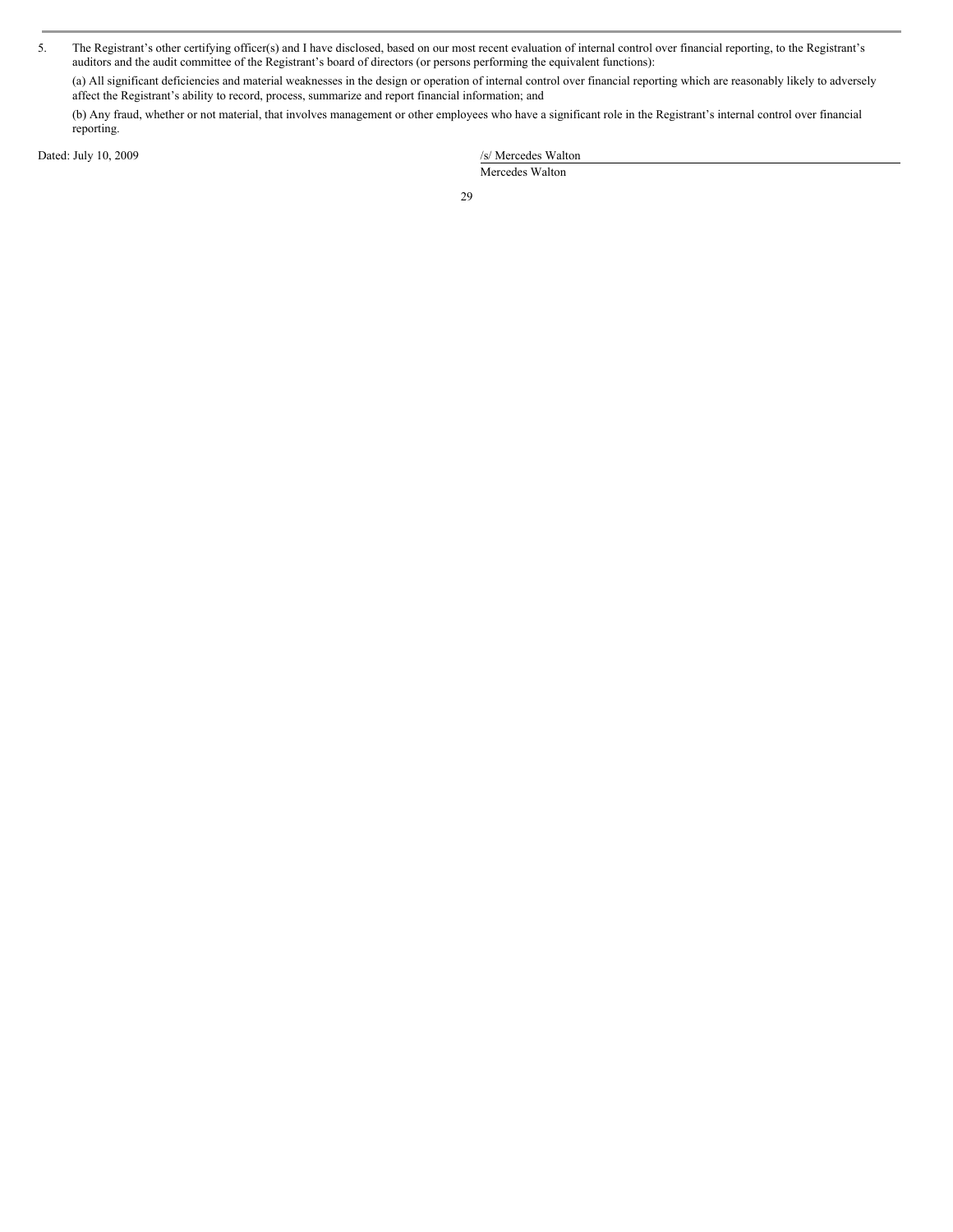5. The Registrant's other certifying officer(s) and I have disclosed, based on our most recent evaluation of internal control over financial reporting, to the Registrant's auditors and the audit committee of the Registrant's board of directors (or persons performing the equivalent functions):

   (a) All significant deficiencies and material weaknesses in the design or operation of internal control over financial reporting which are reasonably likely to adversely affect the Registrant's ability to record, process, summarize and report financial information; and

   (b) Any fraud, whether or not material, that involves management or other employees who have a significant role in the Registrant's internal control over financial reporting.

Dated: July 10, 2009

/s/ Mercedes Walton

Mercedes Walton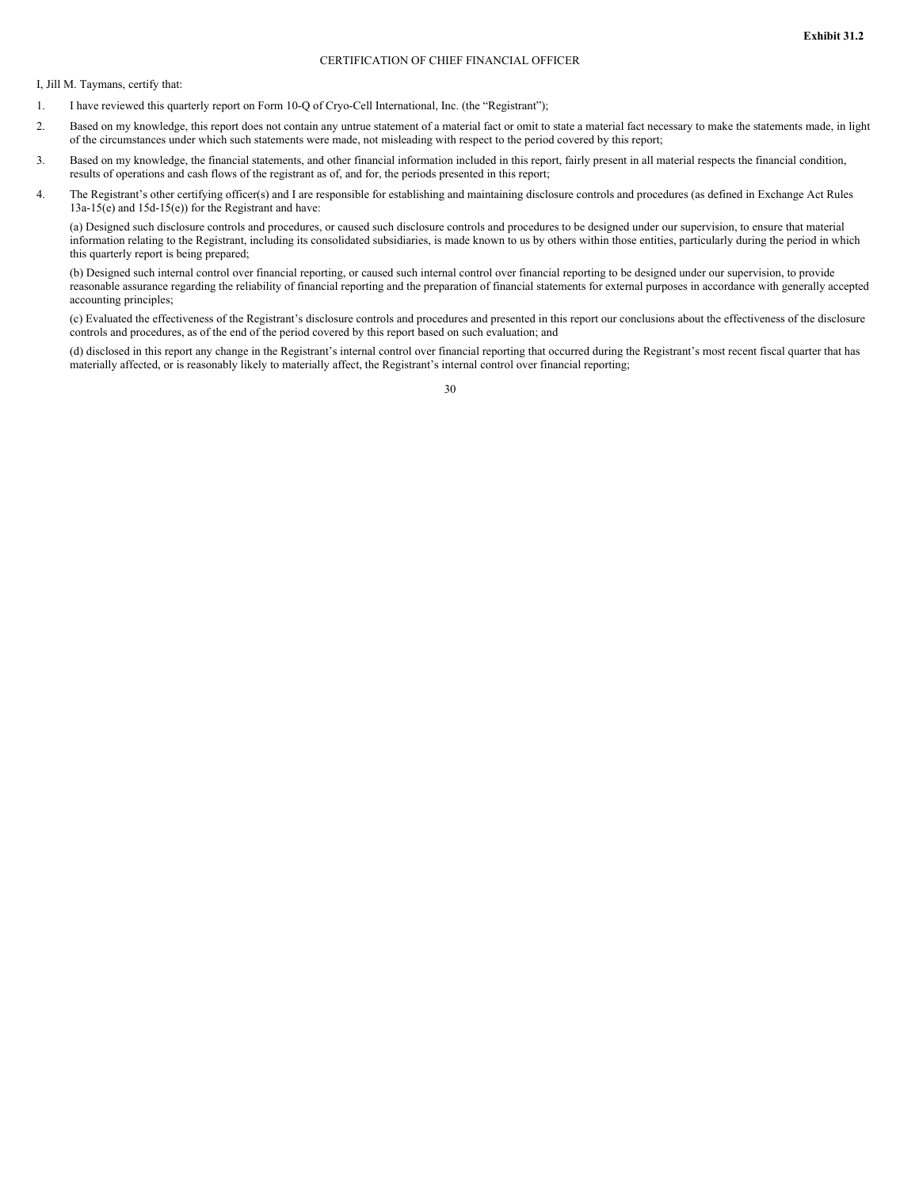**Exhibit 31.2**

CERTIFICATION OF CHIEF FINANCIAL OFFICER

I, Jill M. Taymans, certify that:

1. I have reviewed this quarterly report on Form 10-Q of Cryo-Cell International, Inc. (the "Registrant");

2. Based on my knowledge, this report does not contain any untrue statement of a material fact or omit to state a material fact necessary to make the statements made, in light of the circumstances under which such statements were made, not misleading with respect to the period covered by this report;

3. Based on my knowledge, the financial statements, and other financial information included in this report, fairly present in all material respects the financial condition, results of operations and cash flows of the registrant as of, and for, the periods presented in this report;

4. The Registrant's other certifying officer(s) and I are responsible for establishing and maintaining disclosure controls and procedures (as defined in Exchange Act Rules 13a-15(e) and 15d-15(e)) for the Registrant and have:

   (a) Designed such disclosure controls and procedures, or caused such disclosure controls and procedures to be designed under our supervision, to ensure that material information relating to the Registrant, including its consolidated subsidiaries, is made known to us by others within those entities, particularly during the period in which this quarterly report is being prepared;

   (b) Designed such internal control over financial reporting, or caused such internal control over financial reporting to be designed under our supervision, to provide reasonable assurance regarding the reliability of financial reporting and the preparation of financial statements for external purposes in accordance with generally accepted accounting principles;

   (c) Evaluated the effectiveness of the Registrant's disclosure controls and procedures and presented in this report our conclusions about the effectiveness of the disclosure controls and procedures, as of the end of the period covered by this report based on such evaluation; and

   (d) disclosed in this report any change in the Registrant's internal control over financial reporting that occurred during the Registrant's most recent fiscal quarter that has materially affected, or is reasonably likely to materially affect, the Registrant's internal control over financial reporting;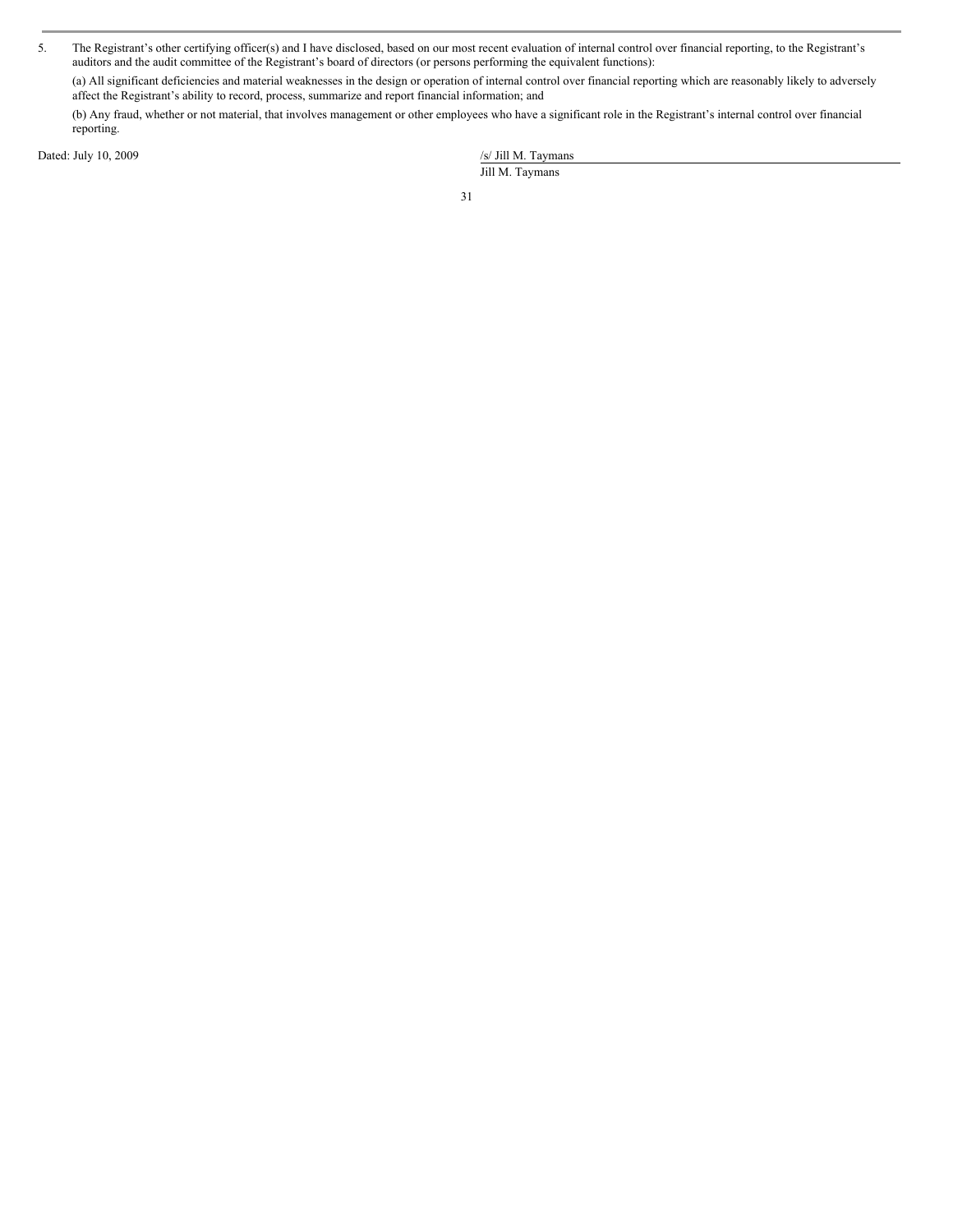5. The Registrant's other certifying officer(s) and I have disclosed, based on our most recent evaluation of internal control over financial reporting, to the Registrant's auditors and the audit committee of the Registrant's board of directors (or persons performing the equivalent functions):

   (a) All significant deficiencies and material weaknesses in the design or operation of internal control over financial reporting which are reasonably likely to adversely affect the Registrant's ability to record, process, summarize and report financial information; and

   (b) Any fraud, whether or not material, that involves management or other employees who have a significant role in the Registrant's internal control over financial reporting.

Dated: July 10, 2009

/s/ Jill M. Taymans

Jill M. Taymans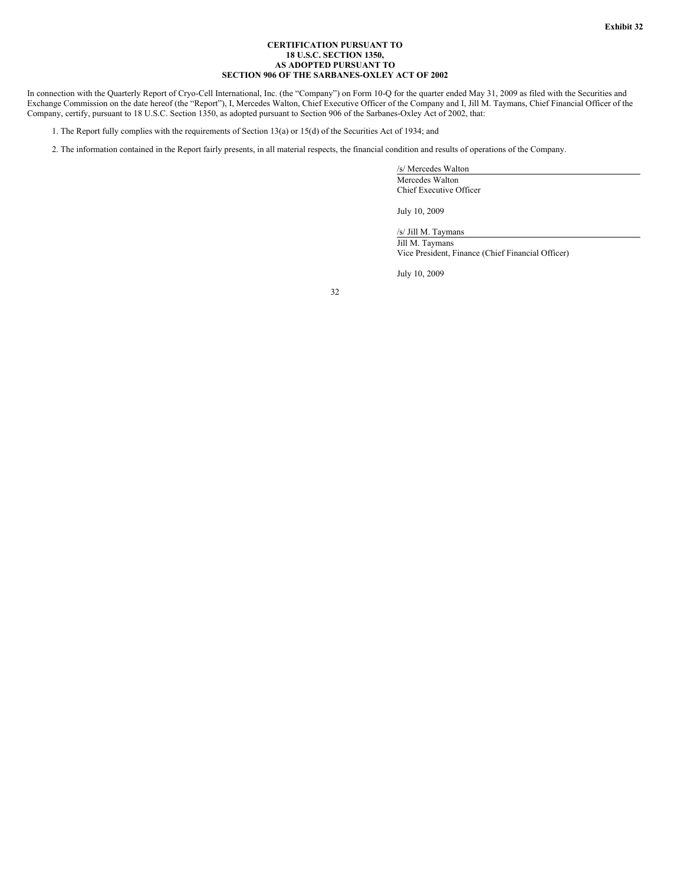**Exhibit 32**

**CERTIFICATION PURSUANT TO**
**18 U.S.C. SECTION 1350,**
**AS ADOPTED PURSUANT TO**
**SECTION 906 OF THE SARBANES-OXLEY ACT OF 2002**

In connection with the Quarterly Report of Cryo-Cell International, Inc. (the "Company") on Form 10-Q for the quarter ended May 31, 2009 as filed with the Securities and Exchange Commission on the date hereof (the "Report"), I, Mercedes Walton, Chief Executive Officer of the Company and I, Jill M. Taymans, Chief Financial Officer of the Company, certify, pursuant to 18 U.S.C. Section 1350, as adopted pursuant to Section 906 of the Sarbanes-Oxley Act of 2002, that:

1. The Report fully complies with the requirements of Section 13(a) or 15(d) of the Securities Act of 1934; and

2. The information contained in the Report fairly presents, in all material respects, the financial condition and results of operations of the Company.

/s/ Mercedes Walton
Mercedes Walton
Chief Executive Officer

July 10, 2009

/s/ Jill M. Taymans
Jill M. Taymans
Vice President, Finance (Chief Financial Officer)

July 10, 2009